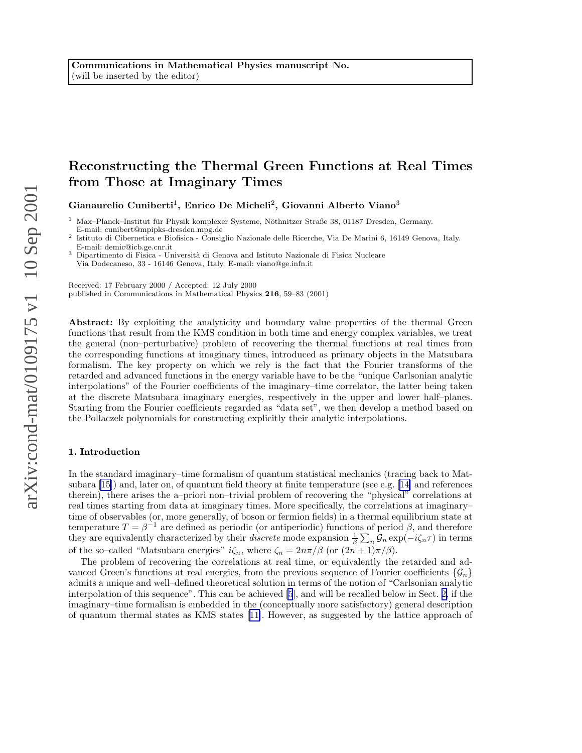**Communications in Mathematical Physics manuscript No.**
(will be inserted by the editor)

# Reconstructing the Thermal Green Functions at Real Times from Those at Imaginary Times

**Gianaurelio Cuniberti[1], Enrico De Micheli[2], Giovanni Alberto Viano[3]**

[1] Max–Planck–Institut für Physik komplexer Systeme, Nöthnitzer Straße 38, 01187 Dresden, Germany. E-mail: cunibert@mpipks-dresden.mpg.de

[2] Istituto di Cibernetica e Biofisica - Consiglio Nazionale delle Ricerche, Via De Marini 6, 16149 Genova, Italy. E-mail: demic@icb.ge.cnr.it

[3] Dipartimento di Fisica - Università di Genova and Istituto Nazionale di Fisica Nucleare Via Dodecaneso, 33 - 16146 Genova, Italy. E-mail: viano@ge.infn.it

Received: 17 February 2000 / Accepted: 12 July 2000
published in Communications in Mathematical Physics **216**, 59–83 (2001)

**Abstract:** By exploiting the analyticity and boundary value properties of the thermal Green functions that result from the KMS condition in both time and energy complex variables, we treat the general (non–perturbative) problem of recovering the thermal functions at real times from the corresponding functions at imaginary times, introduced as primary objects in the Matsubara formalism. The key property on which we rely is the fact that the Fourier transforms of the retarded and advanced functions in the energy variable have to be the "unique Carlsonian analytic interpolations" of the Fourier coefficients of the imaginary–time correlator, the latter being taken at the discrete Matsubara imaginary energies, respectively in the upper and lower half–planes. Starting from the Fourier coefficients regarded as "data set", we then develop a method based on the Pollaczek polynomials for constructing explicitly their analytic interpolations.

## 1. Introduction

In the standard imaginary–time formalism of quantum statistical mechanics (tracing back to Matsubara [15]) and, later on, of quantum field theory at finite temperature (see e.g. [14] and references therein), there arises the a–priori non–trivial problem of recovering the "physical" correlations at real times starting from data at imaginary times. More specifically, the correlations at imaginary–time of observables (or, more generally, of boson or fermion fields) in a thermal equilibrium state at temperature $T = \beta^{-1}$ are defined as periodic (or antiperiodic) functions of period $\beta$, and therefore they are equivalently characterized by their *discrete* mode expansion $\frac{1}{\beta}\sum_n \mathcal{G}_n \exp(-i\zeta_n\tau)$ in terms of the so–called "Matsubara energies" $i\zeta_n$, where $\zeta_n = 2n\pi/\beta$ (or $(2n+1)\pi/\beta$).

The problem of recovering the correlations at real time, or equivalently the retarded and advanced Green's functions at real energies, from the previous sequence of Fourier coefficients $\{\mathcal{G}_n\}$ admits a unique and well–defined theoretical solution in terms of the notion of "Carlsonian analytic interpolation of this sequence". This can be achieved [5], and will be recalled below in Sect. 2, if the imaginary–time formalism is embedded in the (conceptually more satisfactory) general description of quantum thermal states as KMS states [11]. However, as suggested by the lattice approach of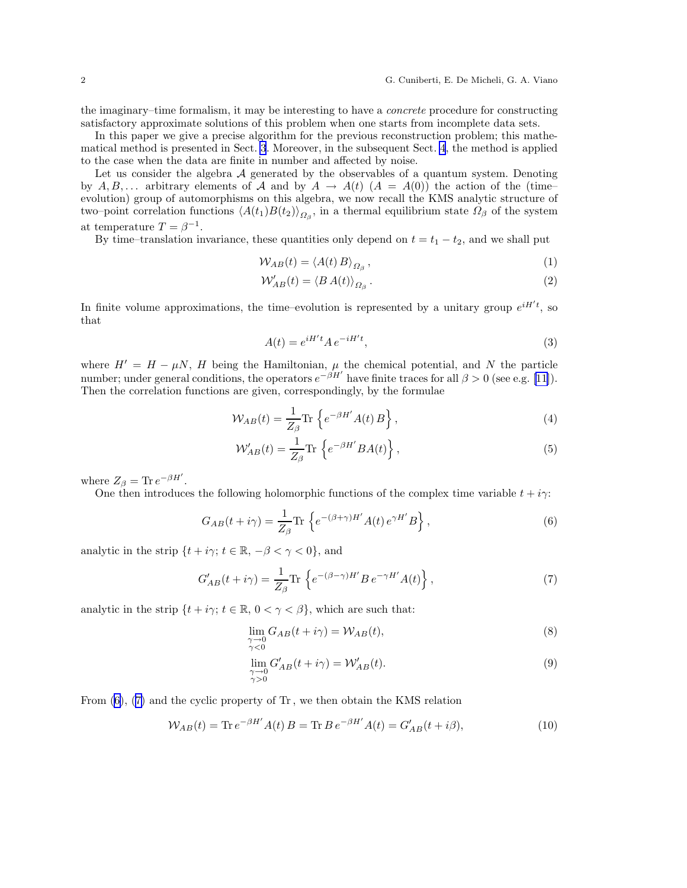the imaginary–time formalism, it may be interesting to have a *concrete* procedure for constructing satisfactory approximate solutions of this problem when one starts from incomplete data sets.

In this paper we give a precise algorithm for the previous reconstruction problem; this mathematical method is presented in Sect. 3. Moreover, in the subsequent Sect. 4, the method is applied to the case when the data are finite in number and affected by noise.

Let us consider the algebra $\mathcal{A}$ generated by the observables of a quantum system. Denoting by $A, B, \ldots$ arbitrary elements of $\mathcal{A}$ and by $A \to A(t)$ $(A = A(0))$ the action of the (time–evolution) group of automorphisms on this algebra, we now recall the KMS analytic structure of two–point correlation functions $\langle A(t_1)B(t_2)\rangle_{\Omega_\beta}$, in a thermal equilibrium state $\Omega_\beta$ of the system at temperature $T = \beta^{-1}$.

By time–translation invariance, these quantities only depend on $t = t_1 - t_2$, and we shall put

$$\mathcal{W}_{AB}(t) = \langle A(t)\, B\rangle_{\Omega_\beta}\,, \tag{1}$$

$$\mathcal{W}'_{AB}(t) = \langle B\, A(t)\rangle_{\Omega_\beta}\,. \tag{2}$$

In finite volume approximations, the time–evolution is represented by a unitary group $e^{iH't}$, so that

$$A(t) = e^{iH't} A\, e^{-iH't}, \tag{3}$$

where $H' = H - \mu N$, $H$ being the Hamiltonian, $\mu$ the chemical potential, and $N$ the particle number; under general conditions, the operators $e^{-\beta H'}$ have finite traces for all $\beta > 0$ (see e.g. [11]). Then the correlation functions are given, correspondingly, by the formulae

$$\mathcal{W}_{AB}(t) = \frac{1}{Z_\beta} \mathrm{Tr}\, \left\{ e^{-\beta H'} A(t)\, B \right\}, \tag{4}$$

$$\mathcal{W}'_{AB}(t) = \frac{1}{Z_\beta} \mathrm{Tr}\, \left\{ e^{-\beta H'} B A(t) \right\}, \tag{5}$$

where $Z_\beta = \mathrm{Tr}\, e^{-\beta H'}$.

One then introduces the following holomorphic functions of the complex time variable $t + i\gamma$:

$$G_{AB}(t + i\gamma) = \frac{1}{Z_\beta} \mathrm{Tr}\, \left\{ e^{-(\beta+\gamma)H'} A(t)\, e^{\gamma H'} B \right\}, \tag{6}$$

analytic in the strip $\{t + i\gamma;\, t \in \mathbb{R},\, -\beta < \gamma < 0\}$, and

$$G'_{AB}(t + i\gamma) = \frac{1}{Z_\beta} \mathrm{Tr}\, \left\{ e^{-(\beta-\gamma)H'} B\, e^{-\gamma H'} A(t) \right\}, \tag{7}$$

analytic in the strip $\{t + i\gamma;\, t \in \mathbb{R},\, 0 < \gamma < \beta\}$, which are such that:

$$\lim_{\substack{\gamma \to 0 \\ \gamma < 0}} G_{AB}(t + i\gamma) = \mathcal{W}_{AB}(t), \tag{8}$$

$$\lim_{\substack{\gamma \to 0 \\ \gamma > 0}} G'_{AB}(t + i\gamma) = \mathcal{W}'_{AB}(t). \tag{9}$$

From (6), (7) and the cyclic property of $\mathrm{Tr}$, we then obtain the KMS relation

$$\mathcal{W}_{AB}(t) = \mathrm{Tr}\, e^{-\beta H'} A(t)\, B = \mathrm{Tr}\, B\, e^{-\beta H'} A(t) = G'_{AB}(t + i\beta), \tag{10}$$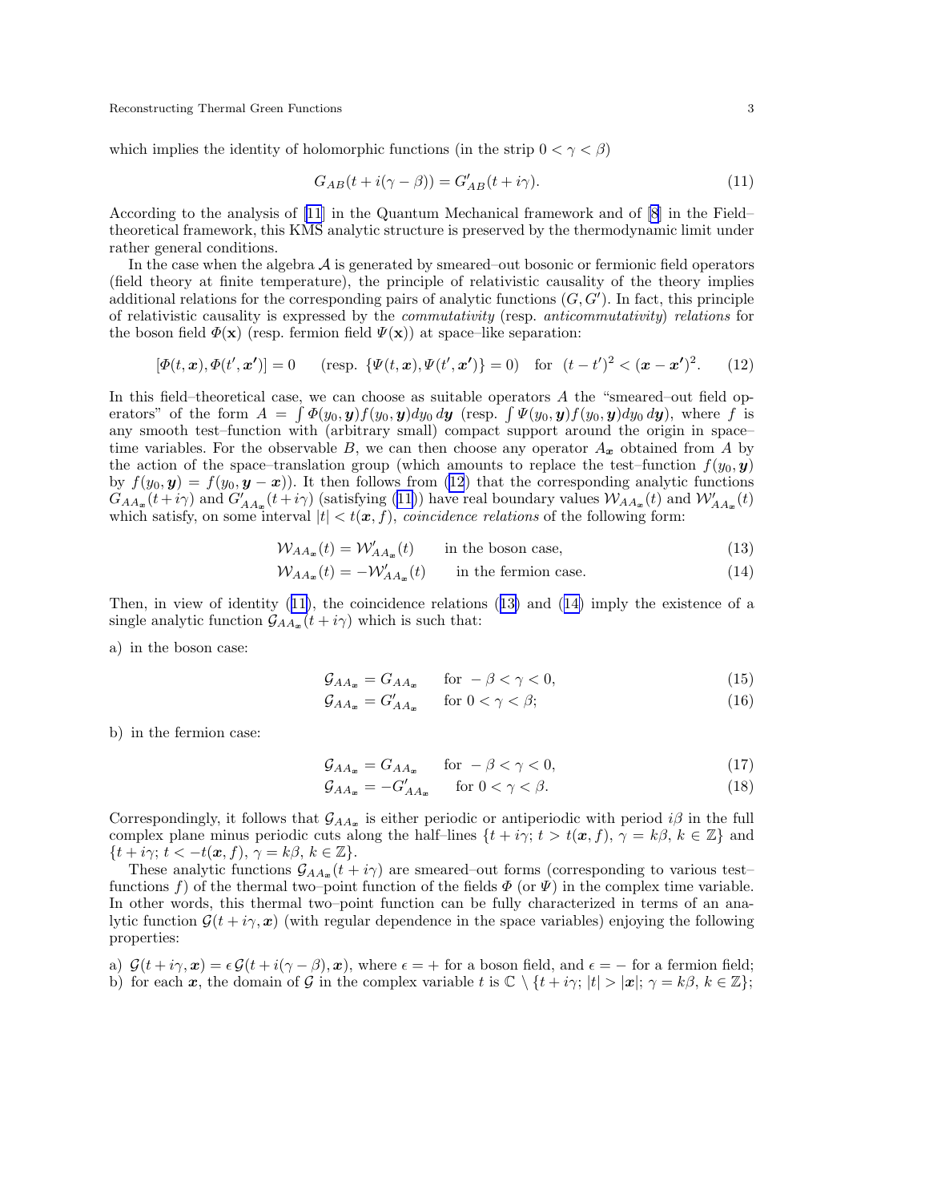which implies the identity of holomorphic functions (in the strip $0 < \gamma < \beta$)

$$G_{AB}(t + i(\gamma - \beta)) = G'_{AB}(t + i\gamma). \tag{11}$$

According to the analysis of [11] in the Quantum Mechanical framework and of [8] in the Field–theoretical framework, this KMS analytic structure is preserved by the thermodynamic limit under rather general conditions.

In the case when the algebra $\mathcal{A}$ is generated by smeared–out bosonic or fermionic field operators (field theory at finite temperature), the principle of relativistic causality of the theory implies additional relations for the corresponding pairs of analytic functions $(G, G')$. In fact, this principle of relativistic causality is expressed by the *commutativity* (resp. *anticommutativity*) *relations* for the boson field $\Phi(\mathbf{x})$ (resp. fermion field $\Psi(\mathbf{x})$) at space–like separation:

$$[\Phi(t, \boldsymbol{x}), \Phi(t', \boldsymbol{x'})] = 0 \qquad (\text{resp. } \{\Psi(t, \boldsymbol{x}), \Psi(t', \boldsymbol{x'})\} = 0) \quad \text{for } \ (t - t')^2 < (\boldsymbol{x} - \boldsymbol{x'})^2. \tag{12}$$

In this field–theoretical case, we can choose as suitable operators $A$ the "smeared–out field operators" of the form $A = \int \Phi(y_0, \boldsymbol{y}) f(y_0, \boldsymbol{y}) dy_0\, d\boldsymbol{y}$ (resp. $\int \Psi(y_0, \boldsymbol{y}) f(y_0, \boldsymbol{y}) dy_0\, d\boldsymbol{y}$), where $f$ is any smooth test–function with (arbitrary small) compact support around the origin in space–time variables. For the observable $B$, we can then choose any operator $A_{\boldsymbol{x}}$ obtained from $A$ by the action of the space–translation group (which amounts to replace the test–function $f(y_0, \boldsymbol{y})$ by $f(y_0, \boldsymbol{y}) = f(y_0, \boldsymbol{y} - \boldsymbol{x})$). It then follows from (12) that the corresponding analytic functions $G_{AA_{\boldsymbol{x}}}(t + i\gamma)$ and $G'_{AA_{\boldsymbol{x}}}(t + i\gamma)$ (satisfying (11)) have real boundary values $\mathcal{W}_{AA_{\boldsymbol{x}}}(t)$ and $\mathcal{W}'_{AA_{\boldsymbol{x}}}(t)$ which satisfy, on some interval $|t| < t(\boldsymbol{x}, f)$, *coincidence relations* of the following form:

$$\mathcal{W}_{AA_{\boldsymbol{x}}}(t) = \mathcal{W}'_{AA_{\boldsymbol{x}}}(t) \qquad \text{in the boson case,} \tag{13}$$

$$\mathcal{W}_{AA_{\boldsymbol{x}}}(t) = -\mathcal{W}'_{AA_{\boldsymbol{x}}}(t) \qquad \text{in the fermion case.} \tag{14}$$

Then, in view of identity (11), the coincidence relations (13) and (14) imply the existence of a single analytic function $\mathcal{G}_{AA_{\boldsymbol{x}}}(t + i\gamma)$ which is such that:

a) in the boson case:

$$\mathcal{G}_{AA_{\boldsymbol{x}}} = G_{AA_{\boldsymbol{x}}} \qquad \text{for } -\beta < \gamma < 0, \tag{15}$$

$$\mathcal{G}_{AA_{\boldsymbol{x}}} = G'_{AA_{\boldsymbol{x}}} \qquad \text{for } 0 < \gamma < \beta; \tag{16}$$

b) in the fermion case:

$$\mathcal{G}_{AA_{\boldsymbol{x}}} = G_{AA_{\boldsymbol{x}}} \qquad \text{for } -\beta < \gamma < 0, \tag{17}$$

$$\mathcal{G}_{AA_{\boldsymbol{x}}} = -G'_{AA_{\boldsymbol{x}}} \qquad \text{for } 0 < \gamma < \beta. \tag{18}$$

Correspondingly, it follows that $\mathcal{G}_{AA_{\boldsymbol{x}}}$ is either periodic or antiperiodic with period $i\beta$ in the full complex plane minus periodic cuts along the half–lines $\{t + i\gamma;\ t > t(\boldsymbol{x}, f),\ \gamma = k\beta,\ k \in \mathbb{Z}\}$ and $\{t + i\gamma;\ t < -t(\boldsymbol{x}, f),\ \gamma = k\beta,\ k \in \mathbb{Z}\}$.

These analytic functions $\mathcal{G}_{AA_{\boldsymbol{x}}}(t + i\gamma)$ are smeared–out forms (corresponding to various test–functions $f$) of the thermal two–point function of the fields $\Phi$ (or $\Psi$) in the complex time variable. In other words, this thermal two–point function can be fully characterized in terms of an analytic function $\mathcal{G}(t + i\gamma, \boldsymbol{x})$ (with regular dependence in the space variables) enjoying the following properties:

a) $\mathcal{G}(t + i\gamma, \boldsymbol{x}) = \epsilon\, \mathcal{G}(t + i(\gamma - \beta), \boldsymbol{x})$, where $\epsilon = +$ for a boson field, and $\epsilon = -$ for a fermion field;
b) for each $\boldsymbol{x}$, the domain of $\mathcal{G}$ in the complex variable $t$ is $\mathbb{C} \setminus \{t + i\gamma;\ |t| > |\boldsymbol{x}|;\ \gamma = k\beta,\ k \in \mathbb{Z}\}$;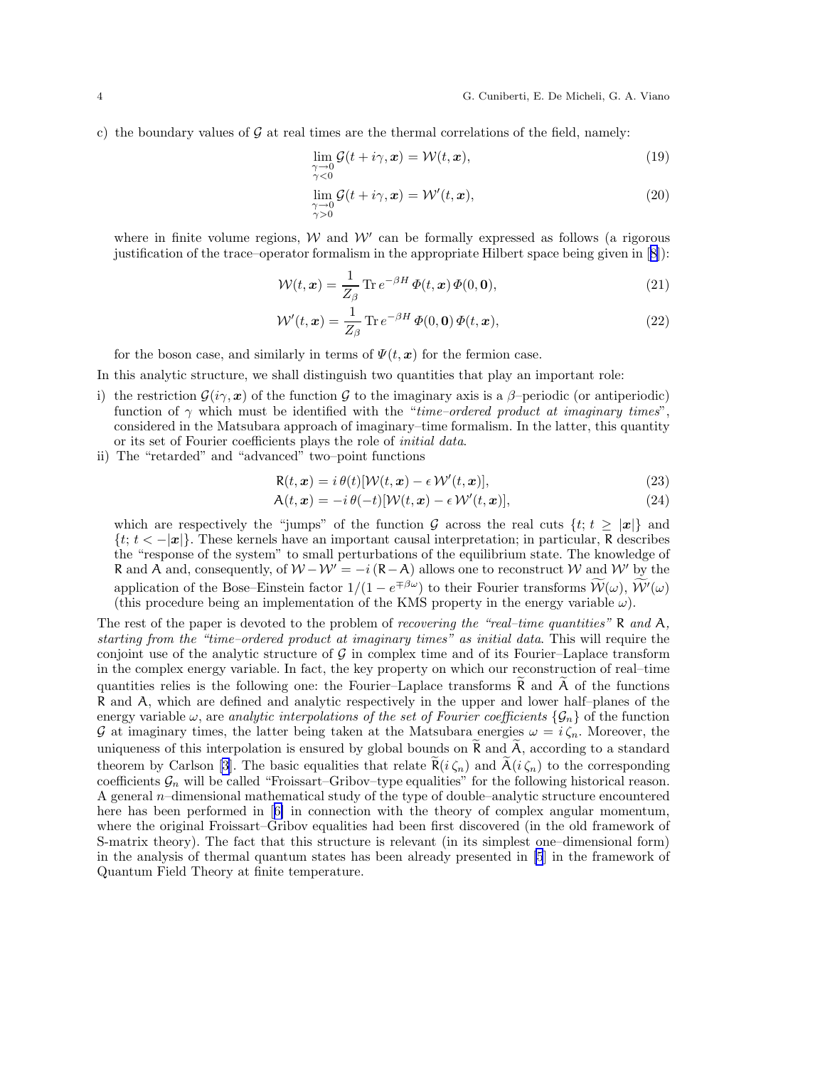c) the boundary values of $\mathcal{G}$ at real times are the thermal correlations of the field, namely:

$$\lim_{\substack{\gamma\to 0\\ \gamma<0}} \mathcal{G}(t+i\gamma,\boldsymbol{x}) = \mathcal{W}(t,\boldsymbol{x}), \tag{19}$$

$$\lim_{\substack{\gamma\to 0\\ \gamma>0}} \mathcal{G}(t+i\gamma,\boldsymbol{x}) = \mathcal{W}'(t,\boldsymbol{x}), \tag{20}$$

where in finite volume regions, $\mathcal{W}$ and $\mathcal{W}'$ can be formally expressed as follows (a rigorous justification of the trace–operator formalism in the appropriate Hilbert space being given in [8]):

$$\mathcal{W}(t,\boldsymbol{x}) = \frac{1}{Z_\beta}\,\mathrm{Tr}\, e^{-\beta H}\, \Phi(t,\boldsymbol{x})\, \Phi(0,\boldsymbol{0}), \tag{21}$$

$$\mathcal{W}'(t,\boldsymbol{x}) = \frac{1}{Z_\beta}\,\mathrm{Tr}\, e^{-\beta H}\, \Phi(0,\boldsymbol{0})\, \Phi(t,\boldsymbol{x}), \tag{22}$$

for the boson case, and similarly in terms of $\Psi(t,\boldsymbol{x})$ for the fermion case.

In this analytic structure, we shall distinguish two quantities that play an important role:

i) the restriction $\mathcal{G}(i\gamma,\boldsymbol{x})$ of the function $\mathcal{G}$ to the imaginary axis is a $\beta$–periodic (or antiperiodic) function of $\gamma$ which must be identified with the "*time–ordered product at imaginary times*", considered in the Matsubara approach of imaginary–time formalism. In the latter, this quantity or its set of Fourier coefficients plays the role of *initial data*.

ii) The "retarded" and "advanced" two–point functions

$$\mathsf{R}(t,\boldsymbol{x}) = i\,\theta(t)[\mathcal{W}(t,\boldsymbol{x}) - \epsilon\,\mathcal{W}'(t,\boldsymbol{x})], \tag{23}$$

$$\mathsf{A}(t,\boldsymbol{x}) = -i\,\theta(-t)[\mathcal{W}(t,\boldsymbol{x}) - \epsilon\,\mathcal{W}'(t,\boldsymbol{x})], \tag{24}$$

which are respectively the "jumps" of the function $\mathcal{G}$ across the real cuts $\{t;\, t \geq |\boldsymbol{x}|\}$ and $\{t;\, t < -|\boldsymbol{x}|\}$. These kernels have an important causal interpretation; in particular, $\mathsf{R}$ describes the "response of the system" to small perturbations of the equilibrium state. The knowledge of $\mathsf{R}$ and $\mathsf{A}$ and, consequently, of $\mathcal{W}-\mathcal{W}' = -i\,(\mathsf{R}-\mathsf{A})$ allows one to reconstruct $\mathcal{W}$ and $\mathcal{W}'$ by the application of the Bose–Einstein factor $1/(1-e^{\mp\beta\omega})$ to their Fourier transforms $\widetilde{\mathcal{W}}(\omega)$, $\widetilde{\mathcal{W}'}(\omega)$ (this procedure being an implementation of the KMS property in the energy variable $\omega$).

The rest of the paper is devoted to the problem of *recovering the "real–time quantities"* $\mathsf{R}$ *and* $\mathsf{A}$*, starting from the "time–ordered product at imaginary times" as initial data*. This will require the conjoint use of the analytic structure of $\mathcal{G}$ in complex time and of its Fourier–Laplace transform in the complex energy variable. In fact, the key property on which our reconstruction of real–time quantities relies is the following one: the Fourier–Laplace transforms $\widetilde{\mathsf{R}}$ and $\widetilde{\mathsf{A}}$ of the functions $\mathsf{R}$ and $\mathsf{A}$, which are defined and analytic respectively in the upper and lower half–planes of the energy variable $\omega$, are *analytic interpolations of the set of Fourier coefficients* $\{\mathcal{G}_n\}$ of the function $\mathcal{G}$ at imaginary times, the latter being taken at the Matsubara energies $\omega = i\,\zeta_n$. Moreover, the uniqueness of this interpolation is ensured by global bounds on $\widetilde{\mathsf{R}}$ and $\widetilde{\mathsf{A}}$, according to a standard theorem by Carlson [3]. The basic equalities that relate $\widetilde{\mathsf{R}}(i\,\zeta_n)$ and $\widetilde{\mathsf{A}}(i\,\zeta_n)$ to the corresponding coefficients $\mathcal{G}_n$ will be called "Froissart–Gribov–type equalities" for the following historical reason. A general $n$–dimensional mathematical study of the type of double–analytic structure encountered here has been performed in [6] in connection with the theory of complex angular momentum, where the original Froissart–Gribov equalities had been first discovered (in the old framework of S-matrix theory). The fact that this structure is relevant (in its simplest one–dimensional form) in the analysis of thermal quantum states has been already presented in [5] in the framework of Quantum Field Theory at finite temperature.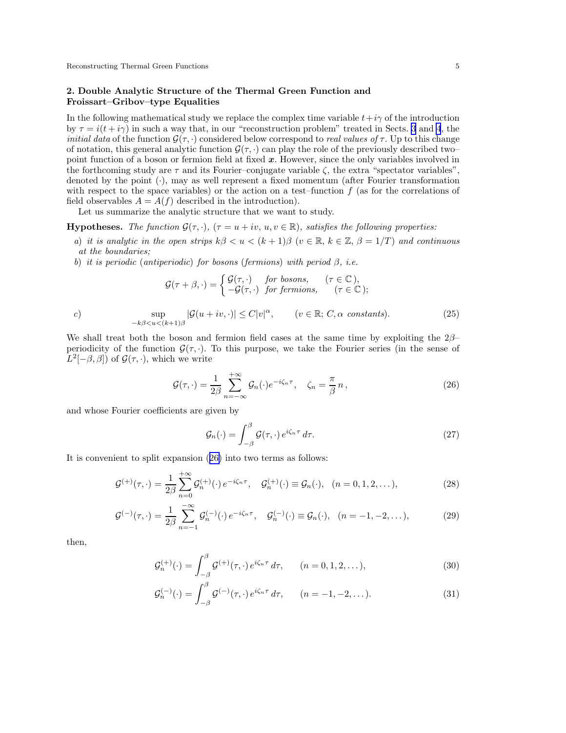## 2. Double Analytic Structure of the Thermal Green Function and Froissart–Gribov–type Equalities

In the following mathematical study we replace the complex time variable $t+i\gamma$ of the introduction by $\tau = i(t+i\gamma)$ in such a way that, in our "reconstruction problem" treated in Sects. 3 and 4, the *initial data* of the function $\mathcal{G}(\tau,\cdot)$ considered below correspond to *real values of* $\tau$. Up to this change of notation, this general analytic function $\mathcal{G}(\tau,\cdot)$ can play the role of the previously described two–point function of a boson or fermion field at fixed $\boldsymbol{x}$. However, since the only variables involved in the forthcoming study are $\tau$ and its Fourier–conjugate variable $\zeta$, the extra "spectator variables", denoted by the point $(\cdot)$, may as well represent a fixed momentum (after Fourier transformation with respect to the space variables) or the action on a test–function $f$ (as for the correlations of field observables $A = A(f)$ described in the introduction).

Let us summarize the analytic structure that we want to study.

**Hypotheses.** *The function $\mathcal{G}(\tau,\cdot)$, $(\tau = u+iv,\ u,v\in\mathbb{R})$, satisfies the following properties:*

*a) it is analytic in the open strips $k\beta < u < (k+1)\beta$ ($v\in\mathbb{R}$, $k\in\mathbb{Z}$, $\beta = 1/T$) and continuous at the boundaries;*

*b) it is periodic (antiperiodic) for bosons (fermions) with period $\beta$, i.e.*

$$\mathcal{G}(\tau+\beta,\cdot) = \begin{cases} \mathcal{G}(\tau,\cdot) & \text{for bosons}, \quad (\tau\in\mathbb{C}), \\ -\mathcal{G}(\tau,\cdot) & \text{for fermions}, \quad (\tau\in\mathbb{C}); \end{cases}$$

*c)*
$$\sup_{-k\beta<u<(k+1)\beta} |\mathcal{G}(u+iv,\cdot)| \leq C|v|^{\alpha}, \qquad (v\in\mathbb{R};\ C,\alpha\ \text{constants}). \tag{25}$$

We shall treat both the boson and fermion field cases at the same time by exploiting the $2\beta$–periodicity of the function $\mathcal{G}(\tau,\cdot)$. To this purpose, we take the Fourier series (in the sense of $L^2[-\beta,\beta]$) of $\mathcal{G}(\tau,\cdot)$, which we write

$$\mathcal{G}(\tau,\cdot) = \frac{1}{2\beta}\sum_{n=-\infty}^{+\infty} \mathcal{G}_n(\cdot)e^{-i\zeta_n\tau}, \quad \zeta_n = \frac{\pi}{\beta}\,n, \tag{26}$$

and whose Fourier coefficients are given by

$$\mathcal{G}_n(\cdot) = \int_{-\beta}^{\beta} \mathcal{G}(\tau,\cdot)\,e^{i\zeta_n\tau}\,d\tau. \tag{27}$$

It is convenient to split expansion (26) into two terms as follows:

$$\mathcal{G}^{(+)}(\tau,\cdot) = \frac{1}{2\beta}\sum_{n=0}^{+\infty} \mathcal{G}_n^{(+)}(\cdot)\,e^{-i\zeta_n\tau}, \quad \mathcal{G}_n^{(+)}(\cdot) \equiv \mathcal{G}_n(\cdot), \quad (n=0,1,2,\dots), \tag{28}$$

$$\mathcal{G}^{(-)}(\tau,\cdot) = \frac{1}{2\beta}\sum_{n=-1}^{-\infty} \mathcal{G}_n^{(-)}(\cdot)\,e^{-i\zeta_n\tau}, \quad \mathcal{G}_n^{(-)}(\cdot) \equiv \mathcal{G}_n(\cdot), \quad (n=-1,-2,\dots), \tag{29}$$

then,

$$\mathcal{G}_n^{(+)}(\cdot) = \int_{-\beta}^{\beta} \mathcal{G}^{(+)}(\tau,\cdot)\,e^{i\zeta_n\tau}\,d\tau, \qquad (n=0,1,2,\dots), \tag{30}$$

$$\mathcal{G}_n^{(-)}(\cdot) = \int_{-\beta}^{\beta} \mathcal{G}^{(-)}(\tau,\cdot)\,e^{i\zeta_n\tau}\,d\tau, \qquad (n=-1,-2,\dots). \tag{31}$$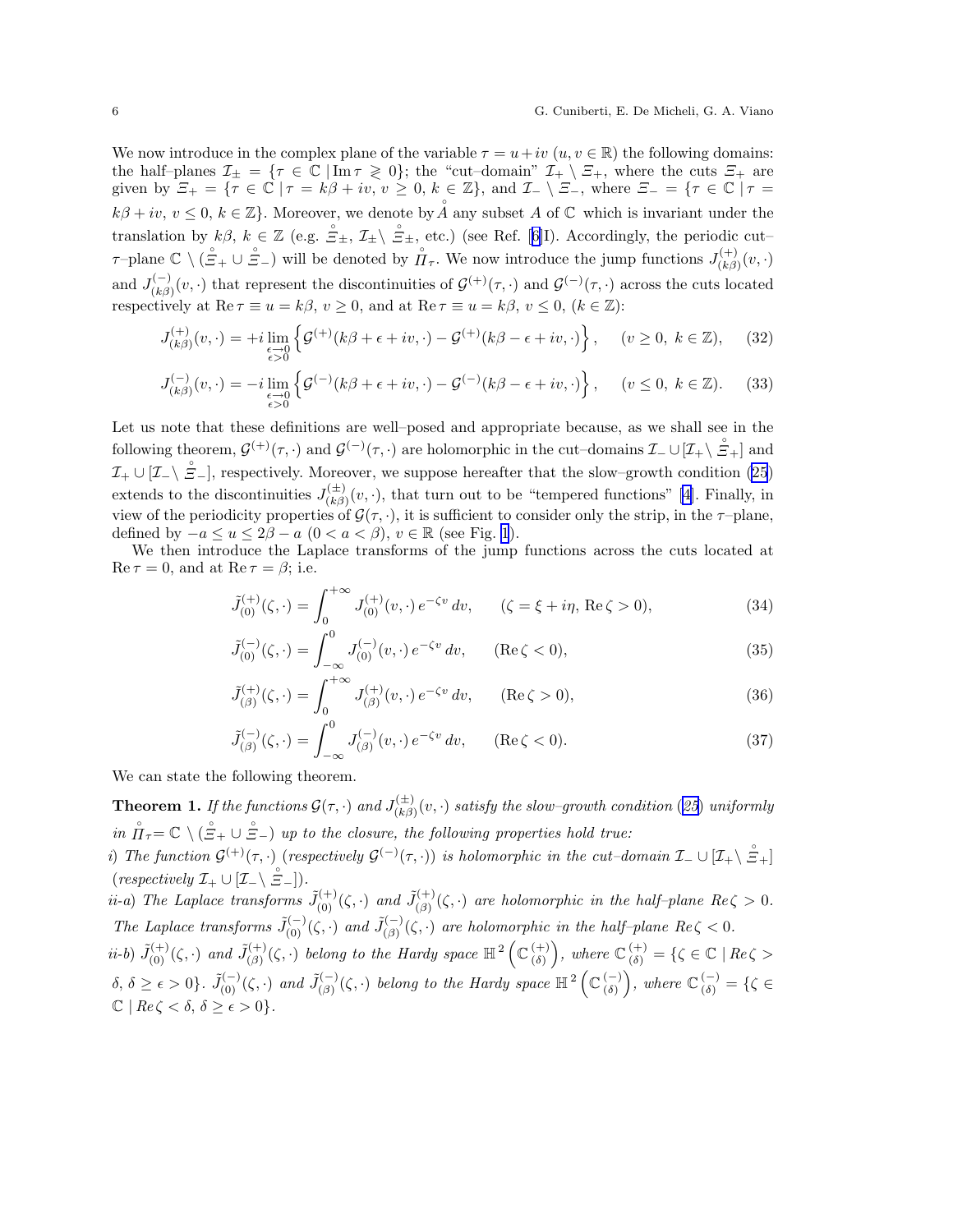We now introduce in the complex plane of the variable $\tau = u + iv$ ($u, v \in \mathbb{R}$) the following domains: the half–planes $\mathcal{I}_\pm = \{\tau \in \mathbb{C} \mid \mathrm{Im}\,\tau \gtrless 0\}$; the "cut–domain" $\mathcal{I}_+ \setminus \Xi_+$, where the cuts $\Xi_+$ are given by $\Xi_+ = \{\tau \in \mathbb{C} \mid \tau = k\beta + iv,\ v \geq 0,\ k \in \mathbb{Z}\}$, and $\mathcal{I}_- \setminus \Xi_-$, where $\Xi_- = \{\tau \in \mathbb{C} \mid \tau = k\beta + iv,\ v \leq 0,\ k \in \mathbb{Z}\}$. Moreover, we denote by $\mathring{A}$ any subset $A$ of $\mathbb{C}$ which is invariant under the translation by $k\beta$, $k \in \mathbb{Z}$ (e.g. $\mathring{\Xi}_\pm$, $\mathcal{I}_\pm \setminus \mathring{\Xi}_\pm$, etc.) (see Ref. [6I]). Accordingly, the periodic cut–$\tau$–plane $\mathbb{C} \setminus (\mathring{\Xi}_+ \cup \mathring{\Xi}_-)$ will be denoted by $\mathring{\Pi}_\tau$. We now introduce the jump functions $J^{(+)}_{(k\beta)}(v,\cdot)$ and $J^{(-)}_{(k\beta)}(v,\cdot)$ that represent the discontinuities of $\mathcal{G}^{(+)}(\tau,\cdot)$ and $\mathcal{G}^{(-)}(\tau,\cdot)$ across the cuts located respectively at $\mathrm{Re}\,\tau \equiv u = k\beta$, $v \geq 0$, and at $\mathrm{Re}\,\tau \equiv u = k\beta$, $v \leq 0$, ($k \in \mathbb{Z}$):

$$J^{(+)}_{(k\beta)}(v,\cdot) = +i \lim_{\substack{\epsilon \to 0 \\ \epsilon > 0}} \left\{ \mathcal{G}^{(+)}(k\beta + \epsilon + iv,\cdot) - \mathcal{G}^{(+)}(k\beta - \epsilon + iv,\cdot) \right\}, \qquad (v \geq 0,\ k \in \mathbb{Z}), \tag{32}$$

$$J^{(-)}_{(k\beta)}(v,\cdot) = -i \lim_{\substack{\epsilon \to 0 \\ \epsilon > 0}} \left\{ \mathcal{G}^{(-)}(k\beta + \epsilon + iv,\cdot) - \mathcal{G}^{(-)}(k\beta - \epsilon + iv,\cdot) \right\}, \qquad (v \leq 0,\ k \in \mathbb{Z}). \tag{33}$$

Let us note that these definitions are well–posed and appropriate because, as we shall see in the following theorem, $\mathcal{G}^{(+)}(\tau,\cdot)$ and $\mathcal{G}^{(-)}(\tau,\cdot)$ are holomorphic in the cut–domains $\mathcal{I}_- \cup [\mathcal{I}_+ \setminus \mathring{\Xi}_+]$ and $\mathcal{I}_+ \cup [\mathcal{I}_- \setminus \mathring{\Xi}_-]$, respectively. Moreover, we suppose hereafter that the slow–growth condition (25) extends to the discontinuities $J^{(\pm)}_{(k\beta)}(v,\cdot)$, that turn out to be "tempered functions" [4]. Finally, in view of the periodicity properties of $\mathcal{G}(\tau,\cdot)$, it is sufficient to consider only the strip, in the $\tau$–plane, defined by $-a \leq u \leq 2\beta - a$ ($0 < a < \beta$), $v \in \mathbb{R}$ (see Fig. 1).

We then introduce the Laplace transforms of the jump functions across the cuts located at $\mathrm{Re}\,\tau = 0$, and at $\mathrm{Re}\,\tau = \beta$; i.e.

$$\tilde{J}^{(+)}_{(0)}(\zeta,\cdot) = \int_0^{+\infty} J^{(+)}_{(0)}(v,\cdot)\, e^{-\zeta v}\, dv, \qquad (\zeta = \xi + i\eta,\ \mathrm{Re}\,\zeta > 0), \tag{34}$$

$$\tilde{J}^{(-)}_{(0)}(\zeta,\cdot) = \int_{-\infty}^{0} J^{(-)}_{(0)}(v,\cdot)\, e^{-\zeta v}\, dv, \qquad (\mathrm{Re}\,\zeta < 0), \tag{35}$$

$$\tilde{J}^{(+)}_{(\beta)}(\zeta,\cdot) = \int_0^{+\infty} J^{(+)}_{(\beta)}(v,\cdot)\, e^{-\zeta v}\, dv, \qquad (\mathrm{Re}\,\zeta > 0), \tag{36}$$

$$\tilde{J}^{(-)}_{(\beta)}(\zeta,\cdot) = \int_{-\infty}^{0} J^{(-)}_{(\beta)}(v,\cdot)\, e^{-\zeta v}\, dv, \qquad (\mathrm{Re}\,\zeta < 0). \tag{37}$$

We can state the following theorem.

**Theorem 1.** *If the functions $\mathcal{G}(\tau,\cdot)$ and $J^{(\pm)}_{(k\beta)}(v,\cdot)$ satisfy the slow–growth condition (25) uniformly in $\mathring{\Pi}_\tau = \mathbb{C} \setminus (\mathring{\Xi}_+ \cup \mathring{\Xi}_-)$ up to the closure, the following properties hold true:*

*i) The function $\mathcal{G}^{(+)}(\tau,\cdot)$ (respectively $\mathcal{G}^{(-)}(\tau,\cdot)$) is holomorphic in the cut–domain $\mathcal{I}_- \cup [\mathcal{I}_+ \setminus \mathring{\Xi}_+]$ (respectively $\mathcal{I}_+ \cup [\mathcal{I}_- \setminus \mathring{\Xi}_-]$).*

*ii-a) The Laplace transforms $\tilde{J}^{(+)}_{(0)}(\zeta,\cdot)$ and $\tilde{J}^{(+)}_{(\beta)}(\zeta,\cdot)$ are holomorphic in the half–plane $Re\,\zeta > 0$. The Laplace transforms $\tilde{J}^{(-)}_{(0)}(\zeta,\cdot)$ and $\tilde{J}^{(-)}_{(\beta)}(\zeta,\cdot)$ are holomorphic in the half–plane $Re\,\zeta < 0$.*

*ii-b) $\tilde{J}^{(+)}_{(0)}(\zeta,\cdot)$ and $\tilde{J}^{(+)}_{(\beta)}(\zeta,\cdot)$ belong to the Hardy space $\mathbb{H}^2\left(\mathbb{C}^{(+)}_{(\delta)}\right)$, where $\mathbb{C}^{(+)}_{(\delta)} = \{\zeta \in \mathbb{C} \mid Re\,\zeta > \delta,\ \delta \geq \epsilon > 0\}$. $\tilde{J}^{(-)}_{(0)}(\zeta,\cdot)$ and $\tilde{J}^{(-)}_{(\beta)}(\zeta,\cdot)$ belong to the Hardy space $\mathbb{H}^2\left(\mathbb{C}^{(-)}_{(\delta)}\right)$, where $\mathbb{C}^{(-)}_{(\delta)} = \{\zeta \in \mathbb{C} \mid Re\,\zeta < \delta,\ \delta \geq \epsilon > 0\}$.*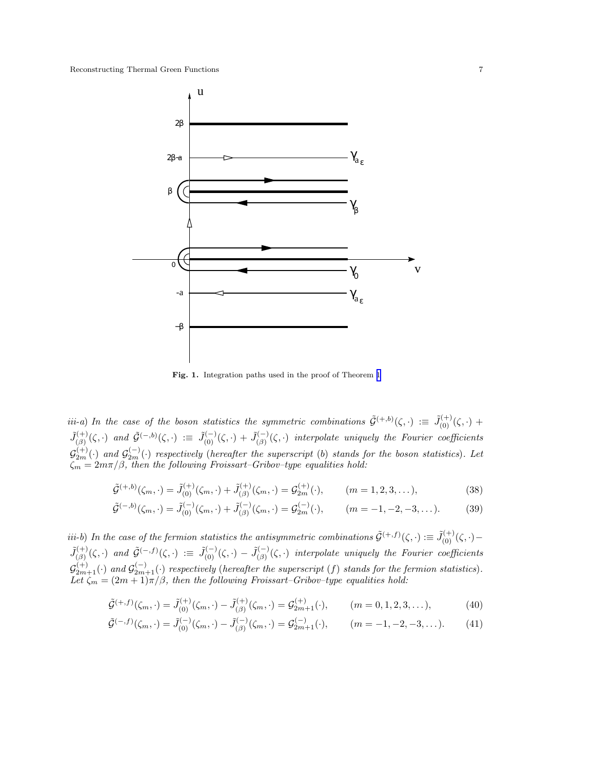**Fig. 1.** Integration paths used in the proof of Theorem 1

*iii-a) In the case of the boson statistics the symmetric combinations* $\tilde{\mathcal{G}}^{(+,b)}(\zeta,\cdot) :\equiv \tilde{J}^{(+)}_{(0)}(\zeta,\cdot) + \tilde{J}^{(+)}_{(\beta)}(\zeta,\cdot)$ *and* $\tilde{\mathcal{G}}^{(-,b)}(\zeta,\cdot) :\equiv \tilde{J}^{(-)}_{(0)}(\zeta,\cdot) + \tilde{J}^{(-)}_{(\beta)}(\zeta,\cdot)$ *interpolate uniquely the Fourier coefficients* $\mathcal{G}^{(+)}_{2m}(\cdot)$ *and* $\mathcal{G}^{(-)}_{2m}(\cdot)$ *respectively (hereafter the superscript (b) stands for the boson statistics). Let* $\zeta_m = 2m\pi/\beta$*, then the following Froissart–Gribov–type equalities hold:*

$$\tilde{\mathcal{G}}^{(+,b)}(\zeta_m,\cdot) = \tilde{J}^{(+)}_{(0)}(\zeta_m,\cdot) + \tilde{J}^{(+)}_{(\beta)}(\zeta_m,\cdot) = \mathcal{G}^{(+)}_{2m}(\cdot), \qquad (m = 1,2,3,\ldots), \tag{38}$$

$$\tilde{\mathcal{G}}^{(-,b)}(\zeta_m,\cdot) = \tilde{J}^{(-)}_{(0)}(\zeta_m,\cdot) + \tilde{J}^{(-)}_{(\beta)}(\zeta_m,\cdot) = \mathcal{G}^{(-)}_{2m}(\cdot), \qquad (m = -1,-2,-3,\ldots). \tag{39}$$

*iii-b) In the case of the fermion statistics the antisymmetric combinations* $\tilde{\mathcal{G}}^{(+,f)}(\zeta,\cdot) :\equiv \tilde{J}^{(+)}_{(0)}(\zeta,\cdot) - \tilde{J}^{(+)}_{(\beta)}(\zeta,\cdot)$ *and* $\tilde{\mathcal{G}}^{(-,f)}(\zeta,\cdot) :\equiv \tilde{J}^{(-)}_{(0)}(\zeta,\cdot) - \tilde{J}^{(-)}_{(\beta)}(\zeta,\cdot)$ *interpolate uniquely the Fourier coefficients* $\mathcal{G}^{(+)}_{2m+1}(\cdot)$ *and* $\mathcal{G}^{(-)}_{2m+1}(\cdot)$ *respectively (hereafter the superscript (f) stands for the fermion statistics). Let* $\zeta_m = (2m+1)\pi/\beta$*, then the following Froissart–Gribov–type equalities hold:*

$$\tilde{\mathcal{G}}^{(+,f)}(\zeta_m,\cdot) = \tilde{J}^{(+)}_{(0)}(\zeta_m,\cdot) - \tilde{J}^{(+)}_{(\beta)}(\zeta_m,\cdot) = \mathcal{G}^{(+)}_{2m+1}(\cdot), \qquad (m = 0,1,2,3,\ldots), \tag{40}$$

$$\tilde{\mathcal{G}}^{(-,f)}(\zeta_m,\cdot) = \tilde{J}^{(-)}_{(0)}(\zeta_m,\cdot) - \tilde{J}^{(-)}_{(\beta)}(\zeta_m,\cdot) = \mathcal{G}^{(-)}_{2m+1}(\cdot), \qquad (m = -1,-2,-3,\ldots). \tag{41}$$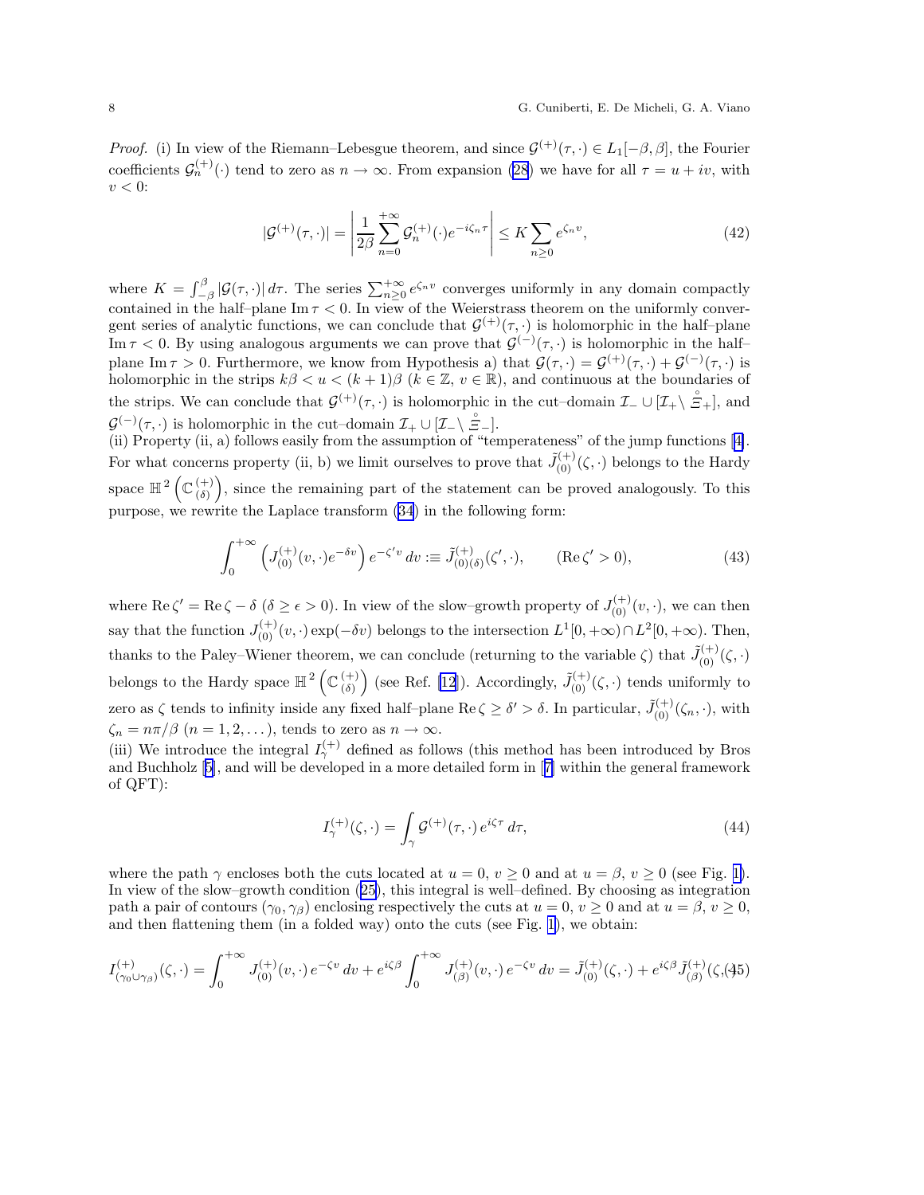*Proof.* (i) In view of the Riemann–Lebesgue theorem, and since $\mathcal{G}^{(+)}(\tau,\cdot) \in L_1[-\beta,\beta]$, the Fourier coefficients $\mathcal{G}^{(+)}_n(\cdot)$ tend to zero as $n \to \infty$. From expansion (28) we have for all $\tau = u + iv$, with $v < 0$:

$$
|\mathcal{G}^{(+)}(\tau,\cdot)| = \left| \frac{1}{2\beta} \sum_{n=0}^{+\infty} \mathcal{G}^{(+)}_n(\cdot) e^{-i\zeta_n \tau} \right| \leq K \sum_{n \geq 0} e^{\zeta_n v}, \tag{42}
$$

where $K = \int_{-\beta}^{\beta} |\mathcal{G}(\tau,\cdot)|\, d\tau$. The series $\sum_{n\geq 0}^{+\infty} e^{\zeta_n v}$ converges uniformly in any domain compactly contained in the half–plane $\operatorname{Im}\tau < 0$. In view of the Weierstrass theorem on the uniformly convergent series of analytic functions, we can conclude that $\mathcal{G}^{(+)}(\tau,\cdot)$ is holomorphic in the half–plane $\operatorname{Im}\tau < 0$. By using analogous arguments we can prove that $\mathcal{G}^{(-)}(\tau,\cdot)$ is holomorphic in the half–plane $\operatorname{Im}\tau > 0$. Furthermore, we know from Hypothesis a) that $\mathcal{G}(\tau,\cdot) = \mathcal{G}^{(+)}(\tau,\cdot) + \mathcal{G}^{(-)}(\tau,\cdot)$ is holomorphic in the strips $k\beta < u < (k+1)\beta$ ($k \in \mathbb{Z}$, $v \in \mathbb{R}$), and continuous at the boundaries of the strips. We can conclude that $\mathcal{G}^{(+)}(\tau,\cdot)$ is holomorphic in the cut–domain $\mathcal{I}_- \cup [\mathcal{I}_+ \setminus \mathring{\Xi}_+]$, and $\mathcal{G}^{(-)}(\tau,\cdot)$ is holomorphic in the cut–domain $\mathcal{I}_+ \cup [\mathcal{I}_- \setminus \mathring{\Xi}_-]$.

(ii) Property (ii, a) follows easily from the assumption of "temperateness" of the jump functions [4]. For what concerns property (ii, b) we limit ourselves to prove that $\tilde{J}^{(+)}_{(0)}(\zeta,\cdot)$ belongs to the Hardy space $\mathbb{H}^2\left(\mathbb{C}^{(+)}_{(\delta)}\right)$, since the remaining part of the statement can be proved analogously. To this purpose, we rewrite the Laplace transform (34) in the following form:

$$
\int_0^{+\infty} \left( J^{(+)}_{(0)}(v,\cdot) e^{-\delta v} \right) e^{-\zeta' v}\, dv :\equiv \tilde{J}^{(+)}_{(0)(\delta)}(\zeta',\cdot), \qquad (\operatorname{Re}\zeta' > 0), \tag{43}
$$

where $\operatorname{Re}\zeta' = \operatorname{Re}\zeta - \delta$ ($\delta \geq \epsilon > 0$). In view of the slow–growth property of $J^{(+)}_{(0)}(v,\cdot)$, we can then say that the function $J^{(+)}_{(0)}(v,\cdot)\exp(-\delta v)$ belongs to the intersection $L^1[0,+\infty) \cap L^2[0,+\infty)$. Then, thanks to the Paley–Wiener theorem, we can conclude (returning to the variable $\zeta$) that $\tilde{J}^{(+)}_{(0)}(\zeta,\cdot)$ belongs to the Hardy space $\mathbb{H}^2\left(\mathbb{C}^{(+)}_{(\delta)}\right)$ (see Ref. [12]). Accordingly, $\tilde{J}^{(+)}_{(0)}(\zeta,\cdot)$ tends uniformly to zero as $\zeta$ tends to infinity inside any fixed half–plane $\operatorname{Re}\zeta \geq \delta' > \delta$. In particular, $\tilde{J}^{(+)}_{(0)}(\zeta_n,\cdot)$, with $\zeta_n = n\pi/\beta$ ($n = 1, 2, \ldots$), tends to zero as $n \to \infty$.

(iii) We introduce the integral $I^{(+)}_\gamma$ defined as follows (this method has been introduced by Bros and Buchholz [5], and will be developed in a more detailed form in [7] within the general framework of QFT):

$$
I^{(+)}_\gamma(\zeta,\cdot) = \int_\gamma \mathcal{G}^{(+)}(\tau,\cdot)\, e^{i\zeta\tau}\, d\tau, \tag{44}
$$

where the path $\gamma$ encloses both the cuts located at $u = 0$, $v \geq 0$ and at $u = \beta$, $v \geq 0$ (see Fig. 1). In view of the slow–growth condition (25), this integral is well–defined. By choosing as integration path a pair of contours $(\gamma_0, \gamma_\beta)$ enclosing respectively the cuts at $u = 0$, $v \geq 0$ and at $u = \beta$, $v \geq 0$, and then flattening them (in a folded way) onto the cuts (see Fig. 1), we obtain:

$$
I^{(+)}_{(\gamma_0 \cup \gamma_\beta)}(\zeta,\cdot) = \int_0^{+\infty} J^{(+)}_{(0)}(v,\cdot)\, e^{-\zeta v}\, dv + e^{i\zeta\beta} \int_0^{+\infty} J^{(+)}_{(\beta)}(v,\cdot)\, e^{-\zeta v}\, dv = \tilde{J}^{(+)}_{(0)}(\zeta,\cdot) + e^{i\zeta\beta}\tilde{J}^{(+)}_{(\beta)}(\zeta,\cdot). \tag{45}
$$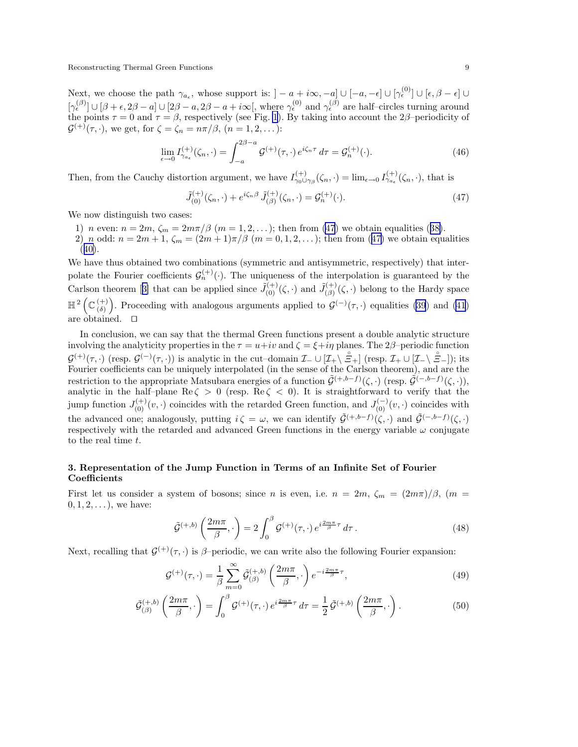Next, we choose the path $\gamma_{a_\epsilon}$, whose support is: $]-a+i\infty,-a] \cup [-a,-\epsilon] \cup [\gamma_\epsilon^{(0)}] \cup [\epsilon, \beta-\epsilon] \cup [\gamma_\epsilon^{(\beta)}] \cup [\beta+\epsilon, 2\beta-a] \cup [2\beta-a, 2\beta-a+i\infty[$, where $\gamma_\epsilon^{(0)}$ and $\gamma_\epsilon^{(\beta)}$ are half–circles turning around the points $\tau=0$ and $\tau=\beta$, respectively (see Fig. 1). By taking into account the $2\beta$–periodicity of $\mathcal{G}^{(+)}(\tau,\cdot)$, we get, for $\zeta=\zeta_n=n\pi/\beta$, $(n=1,2,\ldots)$:

$$\lim_{\epsilon\to 0} I^{(+)}_{\gamma_{a_\epsilon}}(\zeta_n,\cdot) = \int_{-a}^{2\beta-a} \mathcal{G}^{(+)}(\tau,\cdot)\, e^{i\zeta_n\tau}\, d\tau = \mathcal{G}^{(+)}_n(\cdot). \tag{46}$$

Then, from the Cauchy distortion argument, we have $I^{(+)}_{\gamma_0\cup\gamma_\beta}(\zeta_n,\cdot) = \lim_{\epsilon\to 0} I^{(+)}_{\gamma_{a_\epsilon}}(\zeta_n,\cdot)$, that is

$$\tilde{J}^{(+)}_{(0)}(\zeta_n,\cdot) + e^{i\zeta_n\beta}\, \tilde{J}^{(+)}_{(\beta)}(\zeta_n,\cdot) = \mathcal{G}^{(+)}_n(\cdot). \tag{47}$$

We now distinguish two cases:

1) $n$ even: $n=2m$, $\zeta_m = 2m\pi/\beta$ $(m=1,2,\ldots)$; then from (47) we obtain equalities (38).

2) $n$ odd: $n=2m+1$, $\zeta_m=(2m+1)\pi/\beta$ $(m=0,1,2,\ldots)$; then from (47) we obtain equalities (40).

We have thus obtained two combinations (symmetric and antisymmetric, respectively) that interpolate the Fourier coefficients $\mathcal{G}^{(+)}_n(\cdot)$. The uniqueness of the interpolation is guaranteed by the Carlson theorem [3] that can be applied since $\tilde{J}^{(+)}_{(0)}(\zeta,\cdot)$ and $\tilde{J}^{(+)}_{(\beta)}(\zeta,\cdot)$ belong to the Hardy space $\mathbb{H}^2\left(\mathbb{C}^{(+)}_{(\delta)}\right)$. Proceeding with analogous arguments applied to $\mathcal{G}^{(-)}(\tau,\cdot)$ equalities (39) and (41) are obtained. $\square$

In conclusion, we can say that the thermal Green functions present a double analytic structure involving the analyticity properties in the $\tau=u+iv$ and $\zeta=\xi+i\eta$ planes. The $2\beta$–periodic function $\mathcal{G}^{(+)}(\tau,\cdot)$ (resp. $\mathcal{G}^{(-)}(\tau,\cdot)$) is analytic in the cut–domain $\mathcal{I}_-\cup[\mathcal{I}_+\setminus \mathring{\Xi}_+]$ (resp. $\mathcal{I}_+\cup[\mathcal{I}_-\setminus \mathring{\Xi}_-]$); its Fourier coefficients can be uniquely interpolated (in the sense of the Carlson theorem), and are the restriction to the appropriate Matsubara energies of a function $\tilde{\mathcal{G}}^{(+,b-f)}(\zeta,\cdot)$ (resp. $\tilde{\mathcal{G}}^{(-,b-f)}(\zeta,\cdot)$), analytic in the half–plane $\mathrm{Re}\,\zeta>0$ (resp. $\mathrm{Re}\,\zeta<0$). It is straightforward to verify that the jump function $J^{(+)}_{(0)}(v,\cdot)$ coincides with the retarded Green function, and $J^{(-)}_{(0)}(v,\cdot)$ coincides with the advanced one; analogously, putting $i\,\zeta=\omega$, we can identify $\tilde{\mathcal{G}}^{(+,b-f)}(\zeta,\cdot)$ and $\tilde{\mathcal{G}}^{(-,b-f)}(\zeta,\cdot)$ respectively with the retarded and advanced Green functions in the energy variable $\omega$ conjugate to the real time $t$.

## 3. Representation of the Jump Function in Terms of an Infinite Set of Fourier Coefficients

First let us consider a system of bosons; since $n$ is even, i.e. $n=2m$, $\zeta_m=(2m\pi)/\beta$, $(m=0,1,2,\ldots)$, we have:

$$\tilde{\mathcal{G}}^{(+,b)}\left(\frac{2m\pi}{\beta},\cdot\right) = 2\int_0^\beta \mathcal{G}^{(+)}(\tau,\cdot)\, e^{i\frac{2m\pi}{\beta}\tau}\, d\tau\,. \tag{48}$$

Next, recalling that $\mathcal{G}^{(+)}(\tau,\cdot)$ is $\beta$–periodic, we can write also the following Fourier expansion:

$$\mathcal{G}^{(+)}(\tau,\cdot) = \frac{1}{\beta}\sum_{m=0}^{\infty} \tilde{\mathcal{G}}^{(+,b)}_{(\beta)}\left(\frac{2m\pi}{\beta},\cdot\right) e^{-i\frac{2m\pi}{\beta}\tau}, \tag{49}$$

$$\tilde{\mathcal{G}}^{(+,b)}_{(\beta)}\left(\frac{2m\pi}{\beta},\cdot\right) = \int_0^\beta \mathcal{G}^{(+)}(\tau,\cdot)\, e^{i\frac{2m\pi}{\beta}\tau}\, d\tau = \frac{1}{2}\,\tilde{\mathcal{G}}^{(+,b)}\left(\frac{2m\pi}{\beta},\cdot\right). \tag{50}$$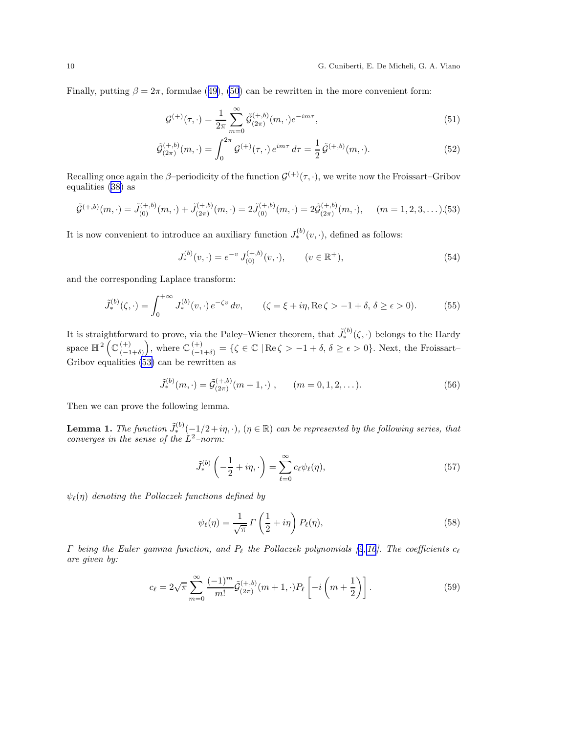Finally, putting $\beta = 2\pi$, formulae (49), (50) can be rewritten in the more convenient form:

$$\mathcal{G}^{(+)}(\tau, \cdot) = \frac{1}{2\pi} \sum_{m=0}^{\infty} \tilde{\mathcal{G}}^{(+,b)}_{(2\pi)}(m, \cdot) e^{-im\tau}, \tag{51}$$

$$\tilde{\mathcal{G}}^{(+,b)}_{(2\pi)}(m, \cdot) = \int_0^{2\pi} \mathcal{G}^{(+)}(\tau, \cdot)\, e^{im\tau}\, d\tau = \frac{1}{2}\, \tilde{\mathcal{G}}^{(+,b)}(m, \cdot). \tag{52}$$

Recalling once again the $\beta$–periodicity of the function $\mathcal{G}^{(+)}(\tau, \cdot)$, we write now the Froissart–Gribov equalities (38) as

$$\tilde{\mathcal{G}}^{(+,b)}(m, \cdot) = \tilde{J}^{(+,b)}_{(0)}(m, \cdot) + \tilde{J}^{(+,b)}_{(2\pi)}(m, \cdot) = 2\tilde{J}^{(+,b)}_{(0)}(m, \cdot) = 2\tilde{\mathcal{G}}^{(+,b)}_{(2\pi)}(m, \cdot), \qquad (m = 1, 2, 3, \ldots). \tag{53}$$

It is now convenient to introduce an auxiliary function $J^{(b)}_{*}(v, \cdot)$, defined as follows:

$$J^{(b)}_{*}(v, \cdot) = e^{-v}\, J^{(+,b)}_{(0)}(v, \cdot), \qquad (v \in \mathbb{R}^{+}), \tag{54}$$

and the corresponding Laplace transform:

$$\tilde{J}^{(b)}_{*}(\zeta, \cdot) = \int_0^{+\infty} J^{(b)}_{*}(v, \cdot)\, e^{-\zeta v}\, dv, \qquad (\zeta = \xi + i\eta, \mathrm{Re}\,\zeta > -1 + \delta,\, \delta \geq \epsilon > 0). \tag{55}$$

It is straightforward to prove, via the Paley–Wiener theorem, that $\tilde{J}^{(b)}_{*}(\zeta, \cdot)$ belongs to the Hardy space $\mathbb{H}^2\left(\mathbb{C}^{(+)}_{(-1+\delta)}\right)$, where $\mathbb{C}^{(+)}_{(-1+\delta)} = \{\zeta \in \mathbb{C} \mid \mathrm{Re}\,\zeta > -1 + \delta,\, \delta \geq \epsilon > 0\}$. Next, the Froissart–Gribov equalities (53) can be rewritten as

$$\tilde{J}^{(b)}_{*}(m, \cdot) = \tilde{\mathcal{G}}^{(+,b)}_{(2\pi)}(m + 1, \cdot)\ , \qquad (m = 0, 1, 2, \ldots). \tag{56}$$

Then we can prove the following lemma.

**Lemma 1.** *The function $\tilde{J}^{(b)}_{*}(-1/2 + i\eta, \cdot)$, $(\eta \in \mathbb{R})$ can be represented by the following series, that converges in the sense of the $L^2$–norm:*

$$\tilde{J}^{(b)}_{*}\left(-\frac{1}{2} + i\eta, \cdot\right) = \sum_{\ell=0}^{\infty} c_\ell \psi_\ell(\eta), \tag{57}$$

*$\psi_\ell(\eta)$ denoting the Pollaczek functions defined by*

$$\psi_\ell(\eta) = \frac{1}{\sqrt{\pi}}\, \Gamma\left(\frac{1}{2} + i\eta\right) P_\ell(\eta), \tag{58}$$

*$\Gamma$ being the Euler gamma function, and $P_\ell$ the Pollaczek polynomials [2,16]. The coefficients $c_\ell$ are given by:*

$$c_\ell = 2\sqrt{\pi} \sum_{m=0}^{\infty} \frac{(-1)^m}{m!} \tilde{\mathcal{G}}^{(+,b)}_{(2\pi)}(m + 1, \cdot) P_\ell\left[-i\left(m + \frac{1}{2}\right)\right]. \tag{59}$$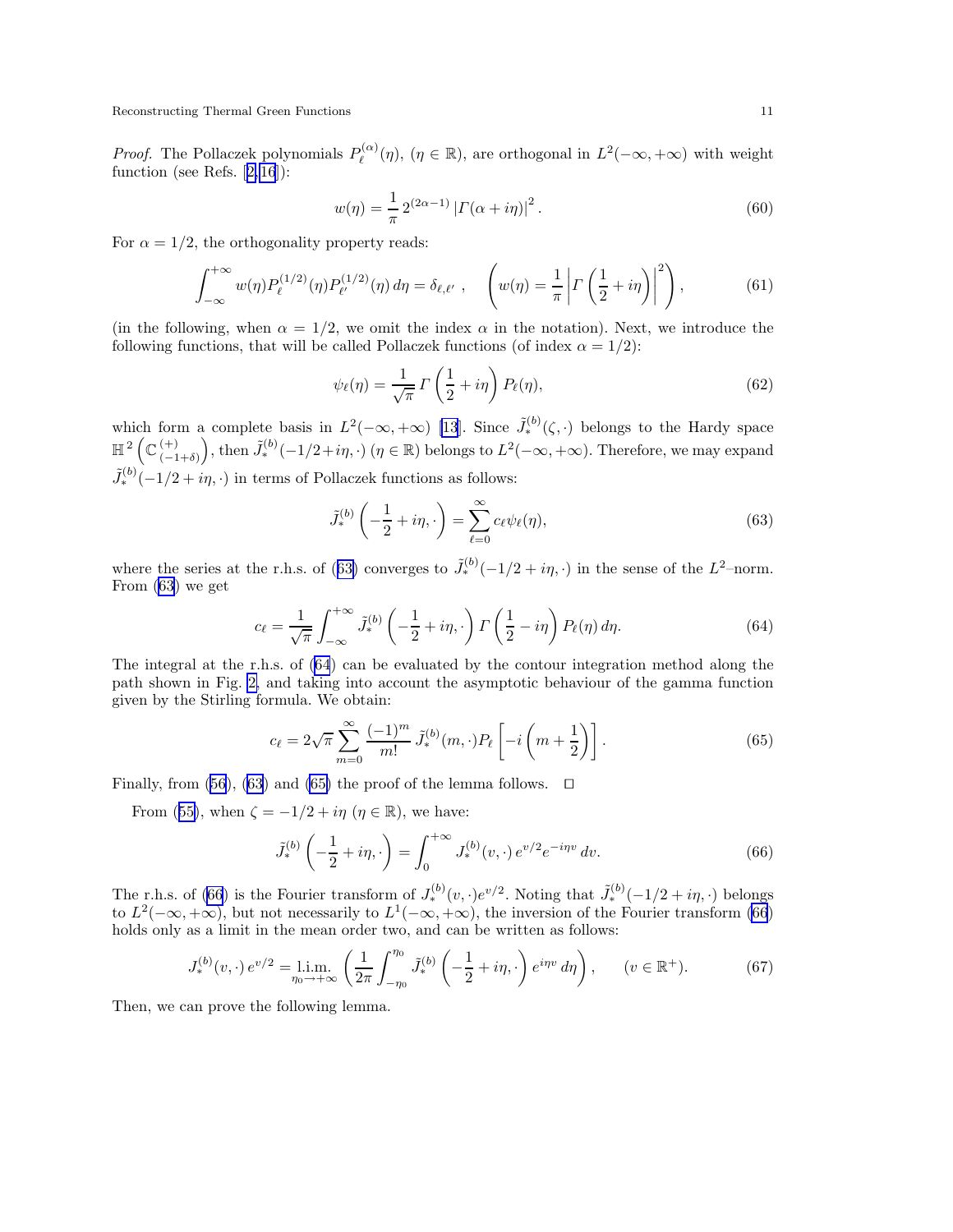*Proof.* The Pollaczek polynomials $P_\ell^{(\alpha)}(\eta)$, $(\eta \in \mathbb{R})$, are orthogonal in $L^2(-\infty,+\infty)$ with weight function (see Refs. [2,16]):

$$w(\eta) = \frac{1}{\pi}\, 2^{(2\alpha-1)} \left|\Gamma(\alpha + i\eta)\right|^2. \tag{60}$$

For $\alpha = 1/2$, the orthogonality property reads:

$$\int_{-\infty}^{+\infty} w(\eta) P_\ell^{(1/2)}(\eta) P_{\ell'}^{(1/2)}(\eta)\, d\eta = \delta_{\ell,\ell'}\ , \quad \left(w(\eta) = \frac{1}{\pi}\left|\Gamma\left(\frac{1}{2} + i\eta\right)\right|^2\right), \tag{61}$$

(in the following, when $\alpha = 1/2$, we omit the index $\alpha$ in the notation). Next, we introduce the following functions, that will be called Pollaczek functions (of index $\alpha = 1/2$):

$$\psi_\ell(\eta) = \frac{1}{\sqrt{\pi}}\, \Gamma\left(\frac{1}{2} + i\eta\right) P_\ell(\eta), \tag{62}$$

which form a complete basis in $L^2(-\infty,+\infty)$ [13]. Since $\tilde{J}_*^{(b)}(\zeta,\cdot)$ belongs to the Hardy space $\mathbb{H}^2\left(\mathbb{C}^{(+)}_{(-1+\delta)}\right)$, then $\tilde{J}_*^{(b)}(-1/2+i\eta,\cdot)$ $(\eta \in \mathbb{R})$ belongs to $L^2(-\infty,+\infty)$. Therefore, we may expand $\tilde{J}_*^{(b)}(-1/2+i\eta,\cdot)$ in terms of Pollaczek functions as follows:

$$\tilde{J}_*^{(b)}\left(-\frac{1}{2} + i\eta, \cdot\right) = \sum_{\ell=0}^{\infty} c_\ell \psi_\ell(\eta), \tag{63}$$

where the series at the r.h.s. of (63) converges to $\tilde{J}_*^{(b)}(-1/2+i\eta,\cdot)$ in the sense of the $L^2$–norm. From (63) we get

$$c_\ell = \frac{1}{\sqrt{\pi}} \int_{-\infty}^{+\infty} \tilde{J}_*^{(b)}\left(-\frac{1}{2} + i\eta, \cdot\right) \Gamma\left(\frac{1}{2} - i\eta\right) P_\ell(\eta)\, d\eta. \tag{64}$$

The integral at the r.h.s. of (64) can be evaluated by the contour integration method along the path shown in Fig. 2, and taking into account the asymptotic behaviour of the gamma function given by the Stirling formula. We obtain:

$$c_\ell = 2\sqrt{\pi} \sum_{m=0}^{\infty} \frac{(-1)^m}{m!}\, \tilde{J}_*^{(b)}(m,\cdot) P_\ell\left[-i\left(m + \frac{1}{2}\right)\right]. \tag{65}$$

Finally, from (56), (63) and (65) the proof of the lemma follows. $\square$

From (55), when $\zeta = -1/2 + i\eta$ $(\eta \in \mathbb{R})$, we have:

$$\tilde{J}_*^{(b)}\left(-\frac{1}{2} + i\eta, \cdot\right) = \int_0^{+\infty} J_*^{(b)}(v,\cdot)\, e^{v/2} e^{-i\eta v}\, dv. \tag{66}$$

The r.h.s. of (66) is the Fourier transform of $J_*^{(b)}(v,\cdot)e^{v/2}$. Noting that $\tilde{J}_*^{(b)}(-1/2+i\eta,\cdot)$ belongs to $L^2(-\infty,+\infty)$, but not necessarily to $L^1(-\infty,+\infty)$, the inversion of the Fourier transform (66) holds only as a limit in the mean order two, and can be written as follows:

$$J_*^{(b)}(v,\cdot)\, e^{v/2} = \operatorname*{l.i.m.}_{\eta_0 \to +\infty} \left(\frac{1}{2\pi} \int_{-\eta_0}^{\eta_0} \tilde{J}_*^{(b)}\left(-\frac{1}{2} + i\eta, \cdot\right) e^{i\eta v}\, d\eta\right), \qquad (v \in \mathbb{R}^+). \tag{67}$$

Then, we can prove the following lemma.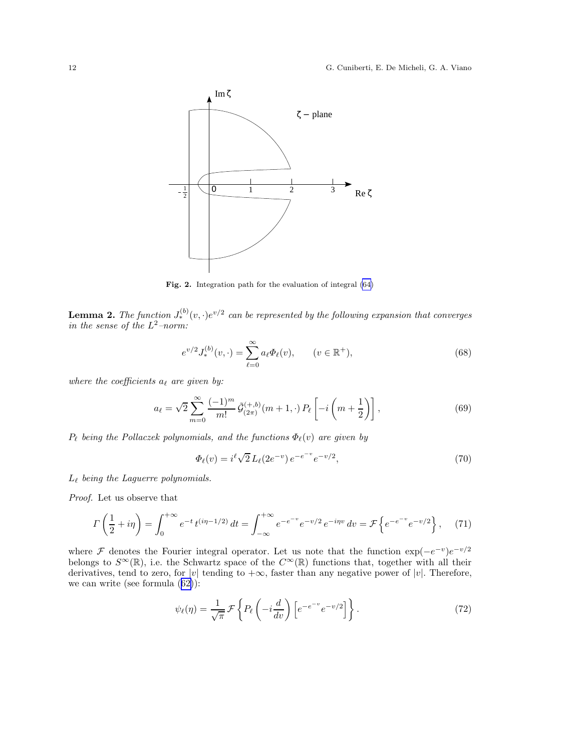**Fig. 2.** Integration path for the evaluation of integral (64)

**Lemma 2.** *The function $J_*^{(b)}(v,\cdot)e^{v/2}$ can be represented by the following expansion that converges in the sense of the $L^2$–norm:*

$$e^{v/2} J_*^{(b)}(v,\cdot) = \sum_{\ell=0}^{\infty} a_\ell \Phi_\ell(v), \qquad (v \in \mathbb{R}^+), \tag{68}$$

*where the coefficients $a_\ell$ are given by:*

$$a_\ell = \sqrt{2} \sum_{m=0}^{\infty} \frac{(-1)^m}{m!} \, \tilde{\mathcal{G}}^{(+,b)}_{(2\pi)}(m+1,\cdot) \, P_\ell\left[-i\left(m+\frac{1}{2}\right)\right], \tag{69}$$

*$P_\ell$ being the Pollaczek polynomials, and the functions $\Phi_\ell(v)$ are given by*

$$\Phi_\ell(v) = i^\ell \sqrt{2} \, L_\ell(2e^{-v}) \, e^{-e^{-v}} e^{-v/2}, \tag{70}$$

*$L_\ell$ being the Laguerre polynomials.*

*Proof.* Let us observe that

$$\Gamma\left(\frac{1}{2}+i\eta\right) = \int_0^{+\infty} e^{-t} \, t^{(i\eta-1/2)} \, dt = \int_{-\infty}^{+\infty} e^{-e^{-v}} e^{-v/2} \, e^{-i\eta v} \, dv = \mathcal{F}\left\{e^{-e^{-v}} e^{-v/2}\right\}, \tag{71}$$

where $\mathcal{F}$ denotes the Fourier integral operator. Let us note that the function $\exp(-e^{-v})e^{-v/2}$ belongs to $S^\infty(\mathbb{R})$, i.e. the Schwartz space of the $C^\infty(\mathbb{R})$ functions that, together with all their derivatives, tend to zero, for $|v|$ tending to $+\infty$, faster than any negative power of $|v|$. Therefore, we can write (see formula (62)):

$$\psi_\ell(\eta) = \frac{1}{\sqrt{\pi}} \, \mathcal{F}\left\{P_\ell\left(-i\frac{d}{dv}\right)\left[e^{-e^{-v}} e^{-v/2}\right]\right\}. \tag{72}$$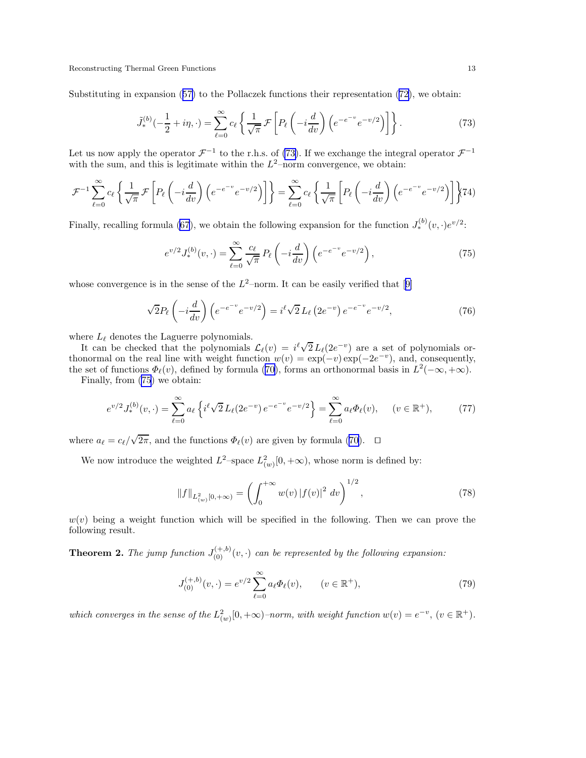Substituting in expansion (57) to the Pollaczek functions their representation (72), we obtain:

$$\tilde{J}_*^{(b)}(-\frac{1}{2}+i\eta,\cdot) = \sum_{\ell=0}^{\infty} c_\ell \left\{ \frac{1}{\sqrt{\pi}} \mathcal{F}\left[ P_\ell\left(-i\frac{d}{dv}\right)\left(e^{-e^{-v}}e^{-v/2}\right)\right]\right\}. \tag{73}$$

Let us now apply the operator $\mathcal{F}^{-1}$ to the r.h.s. of (73). If we exchange the integral operator $\mathcal{F}^{-1}$ with the sum, and this is legitimate within the $L^2$–norm convergence, we obtain:

$$\mathcal{F}^{-1}\sum_{\ell=0}^{\infty} c_\ell \left\{ \frac{1}{\sqrt{\pi}} \mathcal{F}\left[ P_\ell\left(-i\frac{d}{dv}\right)\left(e^{-e^{-v}}e^{-v/2}\right)\right]\right\} = \sum_{\ell=0}^{\infty} c_\ell \left\{ \frac{1}{\sqrt{\pi}} \left[ P_\ell\left(-i\frac{d}{dv}\right)\left(e^{-e^{-v}}e^{-v/2}\right)\right]\right\} \tag{74}$$

Finally, recalling formula (67), we obtain the following expansion for the function $J_*^{(b)}(v,\cdot)e^{v/2}$:

$$e^{v/2}J_*^{(b)}(v,\cdot) = \sum_{\ell=0}^{\infty}\frac{c_\ell}{\sqrt{\pi}}\, P_\ell\left(-i\frac{d}{dv}\right)\left(e^{-e^{-v}}e^{-v/2}\right), \tag{75}$$

whose convergence is in the sense of the $L^2$–norm. It can be easily verified that [9]

$$\sqrt{2}P_\ell\left(-i\frac{d}{dv}\right)\left(e^{-e^{-v}}e^{-v/2}\right) = i^\ell\sqrt{2}\,L_\ell\left(2e^{-v}\right)e^{-e^{-v}}e^{-v/2}, \tag{76}$$

where $L_\ell$ denotes the Laguerre polynomials.

It can be checked that the polynomials $\mathcal{L}_\ell(v) = i^\ell\sqrt{2}\,L_\ell(2e^{-v})$ are a set of polynomials orthonormal on the real line with weight function $w(v) = \exp(-v)\exp(-2e^{-v})$, and, consequently, the set of functions $\Phi_\ell(v)$, defined by formula (70), forms an orthonormal basis in $L^2(-\infty,+\infty)$.

Finally, from (75) we obtain:

$$e^{v/2}J_*^{(b)}(v,\cdot) = \sum_{\ell=0}^{\infty} a_\ell\left\{i^\ell\sqrt{2}\,L_\ell(2e^{-v})\,e^{-e^{-v}}e^{-v/2}\right\} = \sum_{\ell=0}^{\infty} a_\ell \Phi_\ell(v), \qquad (v\in\mathbb{R}^+), \tag{77}$$

where $a_\ell = c_\ell/\sqrt{2\pi}$, and the functions $\Phi_\ell(v)$ are given by formula (70). $\square$

We now introduce the weighted $L^2$–space $L^2_{(w)}[0,+\infty)$, whose norm is defined by:

$$\|f\|_{L^2_{(w)}[0,+\infty)} = \left(\int_0^{+\infty} w(v)\,|f(v)|^2\,dv\right)^{1/2}, \tag{78}$$

$w(v)$ being a weight function which will be specified in the following. Then we can prove the following result.

**Theorem 2.** *The jump function $J_{(0)}^{(+,b)}(v,\cdot)$ can be represented by the following expansion:*

$$J_{(0)}^{(+,b)}(v,\cdot) = e^{v/2}\sum_{\ell=0}^{\infty} a_\ell\Phi_\ell(v), \qquad (v\in\mathbb{R}^+), \tag{79}$$

*which converges in the sense of the $L^2_{(w)}[0,+\infty)$–norm, with weight function $w(v) = e^{-v}$, $(v\in\mathbb{R}^+)$.*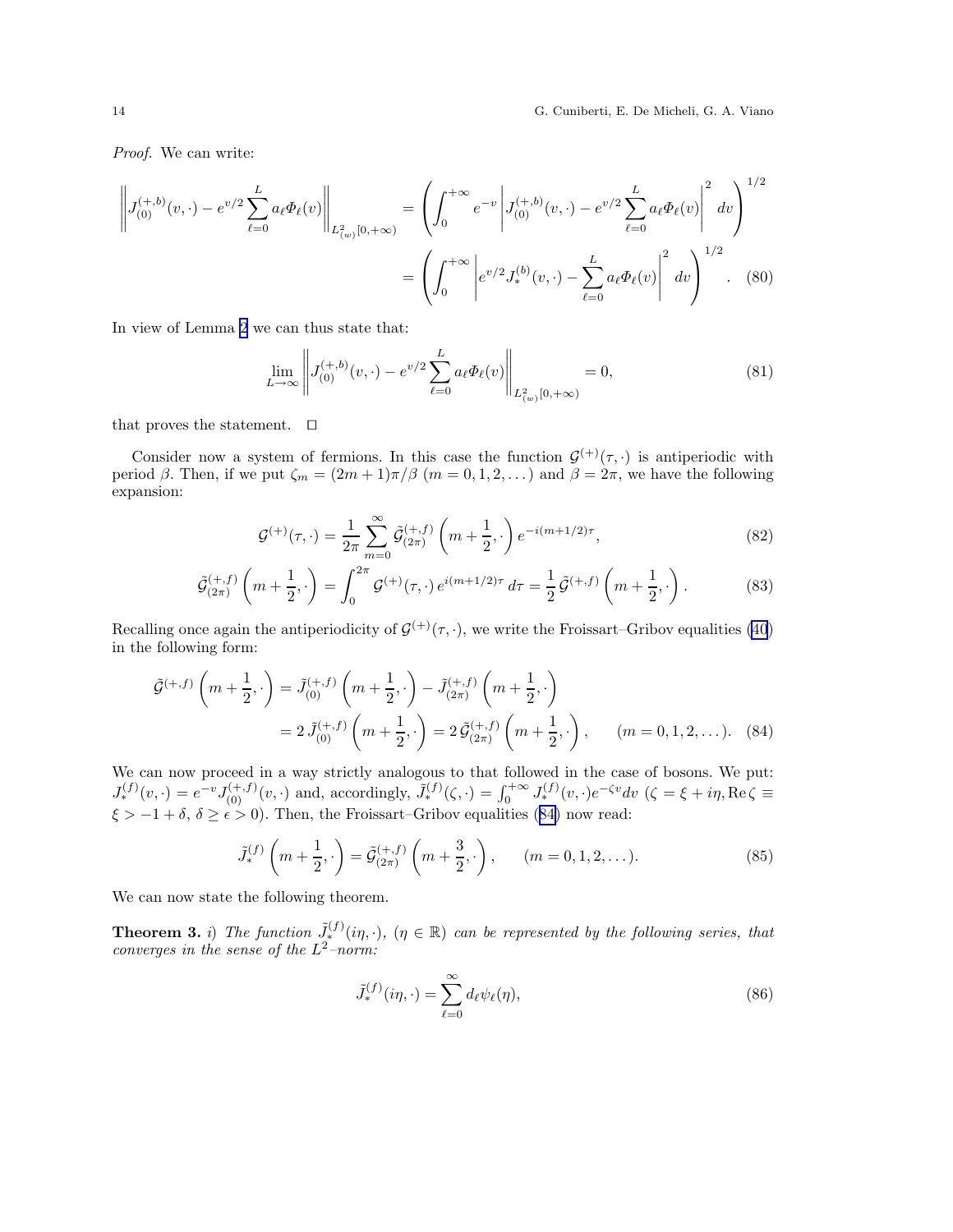*Proof.* We can write:

$$
\left\| J^{(+,b)}_{(0)}(v,\cdot) - e^{v/2}\sum_{\ell=0}^{L} a_\ell \Phi_\ell(v) \right\|_{L^2_{(w)}[0,+\infty)} = \left( \int_0^{+\infty} e^{-v} \left| J^{(+,b)}_{(0)}(v,\cdot) - e^{v/2}\sum_{\ell=0}^{L} a_\ell \Phi_\ell(v) \right|^2 dv \right)^{1/2}
$$

$$
= \left( \int_0^{+\infty} \left| e^{v/2} J^{(b)}_{*}(v,\cdot) - \sum_{\ell=0}^{L} a_\ell \Phi_\ell(v) \right|^2 dv \right)^{1/2}. \quad (80)
$$

In view of Lemma 2 we can thus state that:

$$
\lim_{L\to\infty} \left\| J^{(+,b)}_{(0)}(v,\cdot) - e^{v/2}\sum_{\ell=0}^{L} a_\ell \Phi_\ell(v) \right\|_{L^2_{(w)}[0,+\infty)} = 0, \quad (81)
$$

that proves the statement. □

Consider now a system of fermions. In this case the function $\mathcal{G}^{(+)}(\tau,\cdot)$ is antiperiodic with period $\beta$. Then, if we put $\zeta_m = (2m+1)\pi/\beta$ $(m = 0,1,2,\dots)$ and $\beta = 2\pi$, we have the following expansion:

$$
\mathcal{G}^{(+)}(\tau,\cdot) = \frac{1}{2\pi}\sum_{m=0}^{\infty} \tilde{\mathcal{G}}^{(+,f)}_{(2\pi)}\left(m+\frac{1}{2},\cdot\right) e^{-i(m+1/2)\tau}, \quad (82)
$$

$$
\tilde{\mathcal{G}}^{(+,f)}_{(2\pi)}\left(m+\frac{1}{2},\cdot\right) = \int_0^{2\pi} \mathcal{G}^{(+)}(\tau,\cdot)\, e^{i(m+1/2)\tau}\, d\tau = \frac{1}{2}\tilde{\mathcal{G}}^{(+,f)}\left(m+\frac{1}{2},\cdot\right). \quad (83)
$$

Recalling once again the antiperiodicity of $\mathcal{G}^{(+)}(\tau,\cdot)$, we write the Froissart–Gribov equalities (40) in the following form:

$$
\tilde{\mathcal{G}}^{(+,f)}\left(m+\frac{1}{2},\cdot\right) = \tilde{J}^{(+,f)}_{(0)}\left(m+\frac{1}{2},\cdot\right) - \tilde{J}^{(+,f)}_{(2\pi)}\left(m+\frac{1}{2},\cdot\right)
$$

$$
= 2\,\tilde{J}^{(+,f)}_{(0)}\left(m+\frac{1}{2},\cdot\right) = 2\,\tilde{\mathcal{G}}^{(+,f)}_{(2\pi)}\left(m+\frac{1}{2},\cdot\right), \qquad (m = 0,1,2,\dots). \quad (84)
$$

We can now proceed in a way strictly analogous to that followed in the case of bosons. We put: $J^{(f)}_{*}(v,\cdot) = e^{-v} J^{(+,f)}_{(0)}(v,\cdot)$ and, accordingly, $\tilde{J}^{(f)}_{*}(\zeta,\cdot) = \int_0^{+\infty} J^{(f)}_{*}(v,\cdot)e^{-\zeta v}dv$ $(\zeta = \xi + i\eta, \mathrm{Re}\,\zeta \equiv \xi > -1+\delta,\ \delta \geq \epsilon > 0)$. Then, the Froissart–Gribov equalities (84) now read:

$$
\tilde{J}^{(f)}_{*}\left(m+\frac{1}{2},\cdot\right) = \tilde{\mathcal{G}}^{(+,f)}_{(2\pi)}\left(m+\frac{3}{2},\cdot\right), \qquad (m = 0,1,2,\dots). \quad (85)
$$

We can now state the following theorem.

**Theorem 3.** *i) The function* $\tilde{J}^{(f)}_{*}(i\eta,\cdot)$, $(\eta \in \mathbb{R})$ *can be represented by the following series, that converges in the sense of the* $L^2$*–norm:*

$$
\tilde{J}^{(f)}_{*}(i\eta,\cdot) = \sum_{\ell=0}^{\infty} d_\ell \psi_\ell(\eta), \quad (86)
$$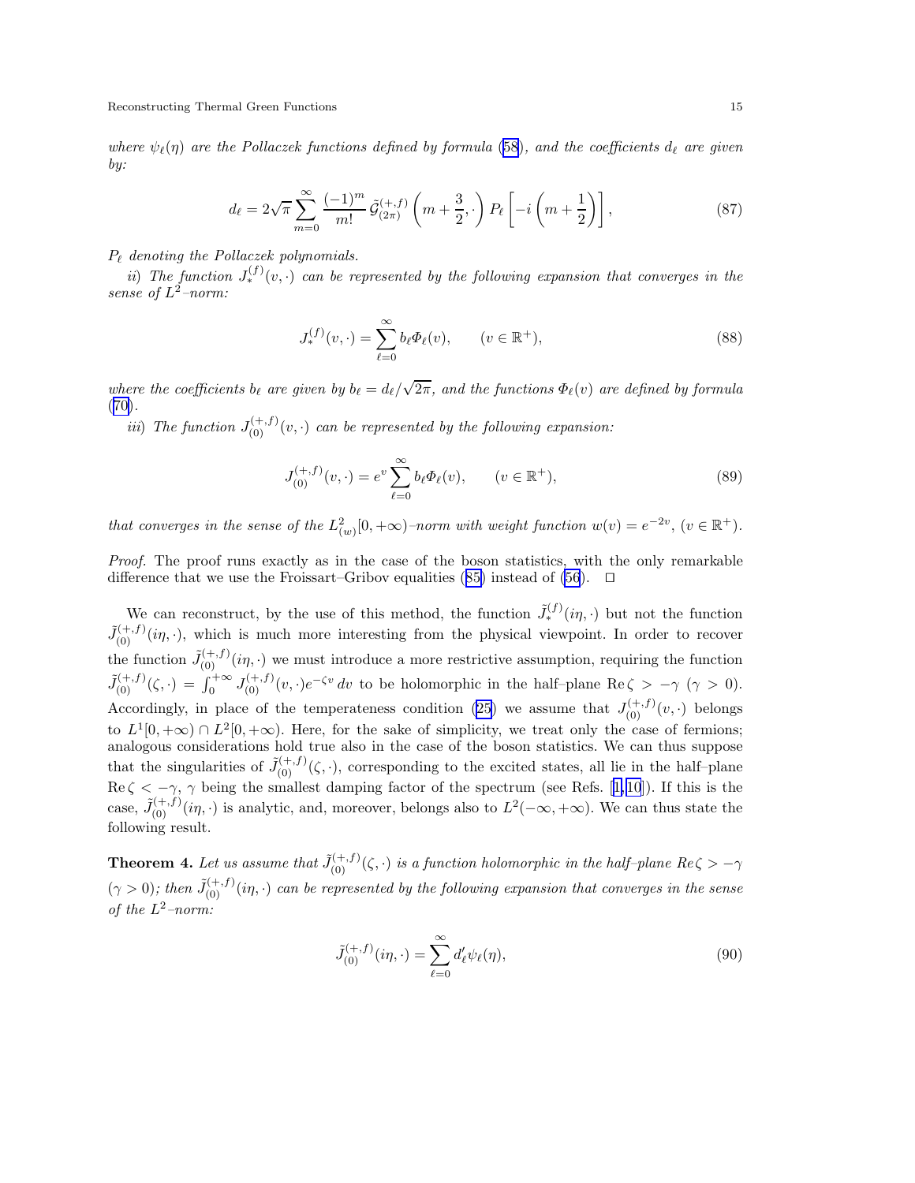*where $\psi_\ell(\eta)$ are the Pollaczek functions defined by formula (58), and the coefficients $d_\ell$ are given by:*

$$d_\ell = 2\sqrt{\pi}\sum_{m=0}^{\infty}\frac{(-1)^m}{m!}\,\tilde{\mathcal{G}}^{(+,f)}_{(2\pi)}\left(m+\frac{3}{2},\cdot\right)P_\ell\left[-i\left(m+\frac{1}{2}\right)\right], \tag{87}$$

*$P_\ell$ denoting the Pollaczek polynomials.*

*ii) The function $J^{(f)}_*(v,\cdot)$ can be represented by the following expansion that converges in the sense of $L^2$–norm:*

$$J^{(f)}_*(v,\cdot) = \sum_{\ell=0}^{\infty} b_\ell \Phi_\ell(v), \qquad (v\in\mathbb{R}^+), \tag{88}$$

*where the coefficients $b_\ell$ are given by $b_\ell = d_\ell/\sqrt{2\pi}$, and the functions $\Phi_\ell(v)$ are defined by formula (70).*

*iii) The function $J^{(+,f)}_{(0)}(v,\cdot)$ can be represented by the following expansion:*

$$J^{(+,f)}_{(0)}(v,\cdot) = e^{v}\sum_{\ell=0}^{\infty} b_\ell \Phi_\ell(v), \qquad (v\in\mathbb{R}^+), \tag{89}$$

*that converges in the sense of the $L^2_{(w)}[0,+\infty)$–norm with weight function $w(v)=e^{-2v}$, $(v\in\mathbb{R}^+)$.*

*Proof.* The proof runs exactly as in the case of the boson statistics, with the only remarkable difference that we use the Froissart–Gribov equalities (85) instead of (56). □

We can reconstruct, by the use of this method, the function $\tilde{J}^{(f)}_*(i\eta,\cdot)$ but not the function $\tilde{J}^{(+,f)}_{(0)}(i\eta,\cdot)$, which is much more interesting from the physical viewpoint. In order to recover the function $\tilde{J}^{(+,f)}_{(0)}(i\eta,\cdot)$ we must introduce a more restrictive assumption, requiring the function $\tilde{J}^{(+,f)}_{(0)}(\zeta,\cdot) = \int_0^{+\infty} J^{(+,f)}_{(0)}(v,\cdot)e^{-\zeta v}\,dv$ to be holomorphic in the half-plane $\mathrm{Re}\,\zeta > -\gamma$ $(\gamma > 0)$. Accordingly, in place of the temperateness condition (25) we assume that $J^{(+,f)}_{(0)}(v,\cdot)$ belongs to $L^1[0,+\infty)\cap L^2[0,+\infty)$. Here, for the sake of simplicity, we treat only the case of fermions; analogous considerations hold true also in the case of the boson statistics. We can thus suppose that the singularities of $\tilde{J}^{(+,f)}_{(0)}(\zeta,\cdot)$, corresponding to the excited states, all lie in the half–plane $\mathrm{Re}\,\zeta < -\gamma$, $\gamma$ being the smallest damping factor of the spectrum (see Refs. [1,10]). If this is the case, $\tilde{J}^{(+,f)}_{(0)}(i\eta,\cdot)$ is analytic, and, moreover, belongs also to $L^2(-\infty,+\infty)$. We can thus state the following result.

**Theorem 4.** *Let us assume that $\tilde{J}^{(+,f)}_{(0)}(\zeta,\cdot)$ is a function holomorphic in the half–plane $Re\,\zeta > -\gamma$ $(\gamma > 0)$; then $\tilde{J}^{(+,f)}_{(0)}(i\eta,\cdot)$ can be represented by the following expansion that converges in the sense of the $L^2$–norm:*

$$\tilde{J}^{(+,f)}_{(0)}(i\eta,\cdot) = \sum_{\ell=0}^{\infty} d'_\ell \psi_\ell(\eta), \tag{90}$$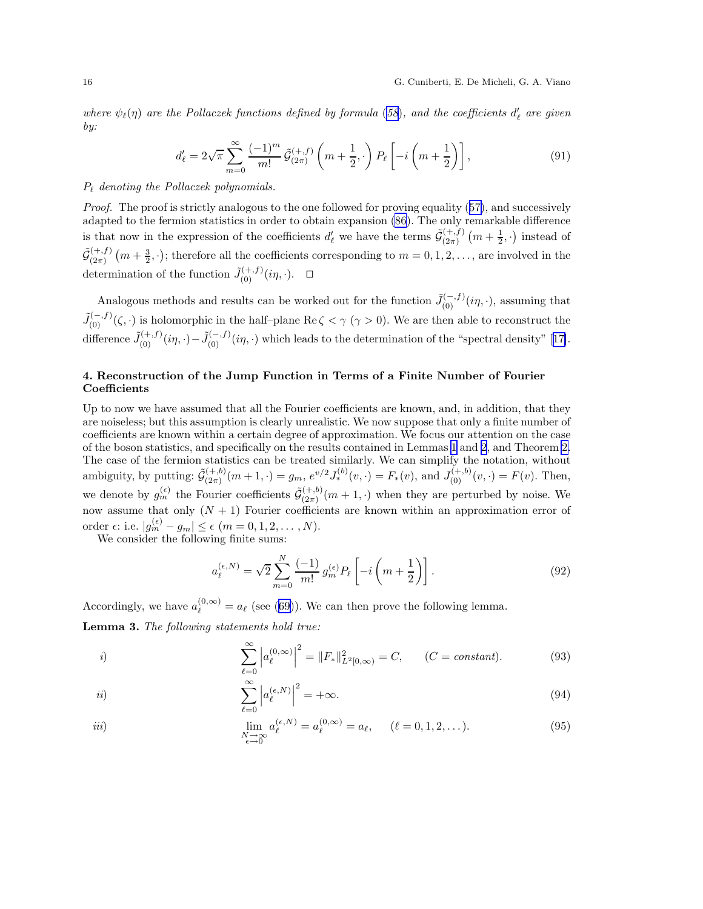*where $\psi_\ell(\eta)$ are the Pollaczek functions defined by formula (58), and the coefficients $d'_\ell$ are given by:*

$$
d'_\ell = 2\sqrt{\pi} \sum_{m=0}^{\infty} \frac{(-1)^m}{m!} \, \tilde{\mathcal{G}}^{(+,f)}_{(2\pi)} \left( m + \frac{1}{2}, \cdot \right) P_\ell \left[ -i \left( m + \frac{1}{2} \right) \right], \tag{91}
$$

*$P_\ell$ denoting the Pollaczek polynomials.*

*Proof.* The proof is strictly analogous to the one followed for proving equality (57), and successively adapted to the fermion statistics in order to obtain expansion (86). The only remarkable difference is that now in the expression of the coefficients $d'_\ell$ we have the terms $\tilde{\mathcal{G}}^{(+,f)}_{(2\pi)} \left( m + \frac{1}{2}, \cdot \right)$ instead of $\tilde{\mathcal{G}}^{(+,f)}_{(2\pi)} \left( m + \frac{3}{2}, \cdot \right)$; therefore all the coefficients corresponding to $m = 0, 1, 2, \ldots$, are involved in the determination of the function $\tilde{J}^{(+,f)}_{(0)}(i\eta, \cdot)$. $\square$

Analogous methods and results can be worked out for the function $\tilde{J}^{(-,f)}_{(0)}(i\eta, \cdot)$, assuming that $\tilde{J}^{(-,f)}_{(0)}(\zeta, \cdot)$ is holomorphic in the half–plane $\mathrm{Re}\, \zeta < \gamma$ ($\gamma > 0$). We are then able to reconstruct the difference $\tilde{J}^{(+,f)}_{(0)}(i\eta, \cdot) - \tilde{J}^{(-,f)}_{(0)}(i\eta, \cdot)$ which leads to the determination of the "spectral density" [17].

## 4. Reconstruction of the Jump Function in Terms of a Finite Number of Fourier Coefficients

Up to now we have assumed that all the Fourier coefficients are known, and, in addition, that they are noiseless; but this assumption is clearly unrealistic. We now suppose that only a finite number of coefficients are known within a certain degree of approximation. We focus our attention on the case of the boson statistics, and specifically on the results contained in Lemmas 1 and 2, and Theorem 2. The case of the fermion statistics can be treated similarly. We can simplify the notation, without ambiguity, by putting: $\tilde{\mathcal{G}}^{(+,b)}_{(2\pi)}(m+1, \cdot) = g_m$, $e^{v/2} J^{(b)}_*(v, \cdot) = F_*(v)$, and $J^{(+,b)}_{(0)}(v, \cdot) = F(v)$. Then, we denote by $g_m^{(\epsilon)}$ the Fourier coefficients $\tilde{\mathcal{G}}^{(+,b)}_{(2\pi)}(m+1, \cdot)$ when they are perturbed by noise. We now assume that only $(N+1)$ Fourier coefficients are known within an approximation error of order $\epsilon$: i.e. $|g_m^{(\epsilon)} - g_m| \le \epsilon$ ($m = 0, 1, 2, \ldots, N$).

We consider the following finite sums:

$$
a_\ell^{(\epsilon,N)} = \sqrt{2} \sum_{m=0}^{N} \frac{(-1)}{m!} \, g_m^{(\epsilon)} P_\ell \left[ -i \left( m + \frac{1}{2} \right) \right]. \tag{92}
$$

Accordingly, we have $a_\ell^{(0,\infty)} = a_\ell$ (see (69)). We can then prove the following lemma.

**Lemma 3.** *The following statements hold true:*

$$
\text{i)} \qquad \sum_{\ell=0}^{\infty} \left| a_\ell^{(0,\infty)} \right|^2 = \|F_*\|^2_{L^2[0,\infty)} = C, \qquad (C = \textit{constant}). \tag{93}
$$

$$
\text{ii)} \qquad \sum_{\ell=0}^{\infty} \left| a_\ell^{(\epsilon,N)} \right|^2 = +\infty. \tag{94}
$$

$$
\text{iii)} \qquad \lim_{\substack{N \to \infty \\ \epsilon \to 0}} a_\ell^{(\epsilon,N)} = a_\ell^{(0,\infty)} = a_\ell, \qquad (\ell = 0, 1, 2, \ldots). \tag{95}
$$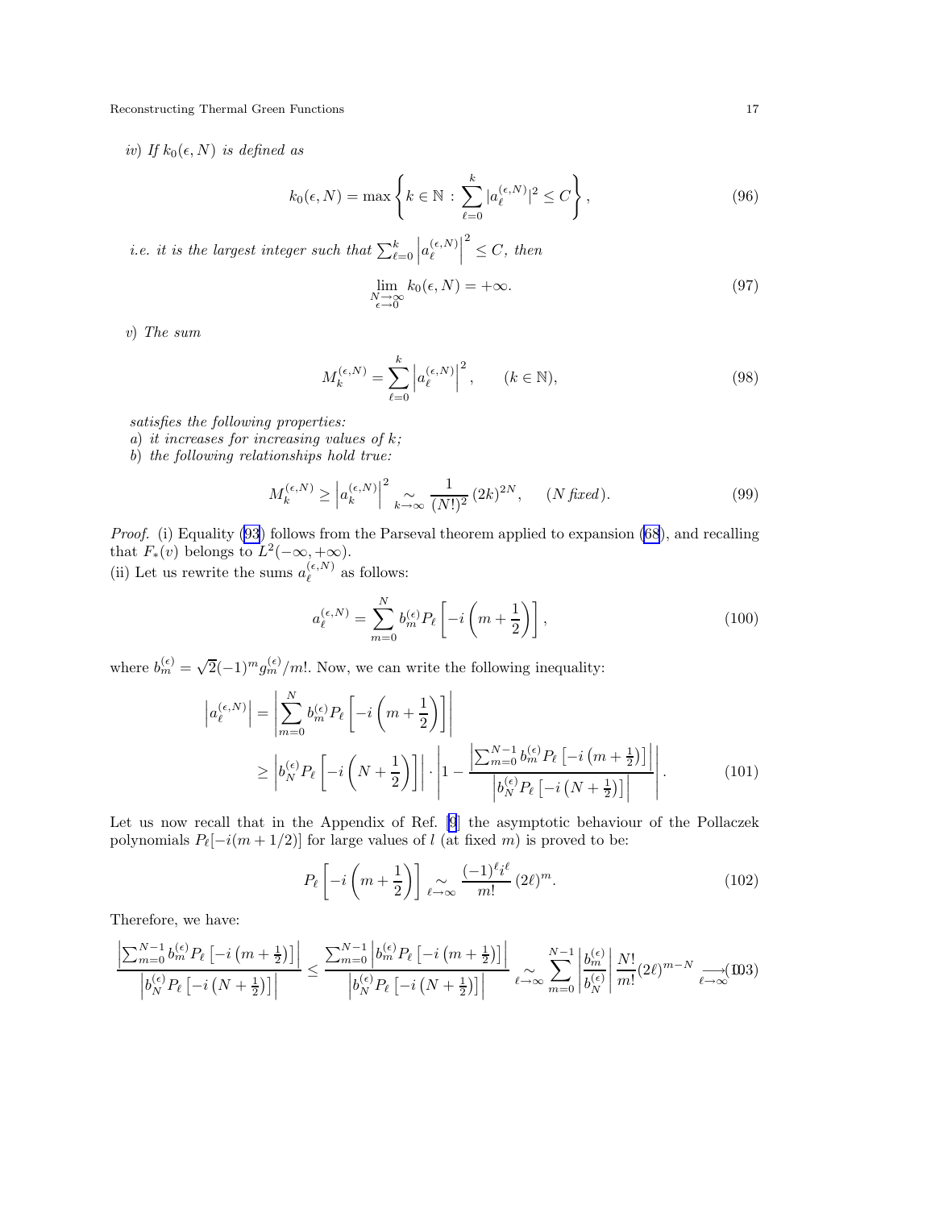*iv) If* $k_0(\epsilon, N)$ *is defined as*

$$k_0(\epsilon, N) = \max\left\{k \in \mathbb{N} : \sum_{\ell=0}^{k} |a_\ell^{(\epsilon,N)}|^2 \leq C\right\}, \tag{96}$$

*i.e. it is the largest integer such that* $\sum_{\ell=0}^{k}\left|a_\ell^{(\epsilon,N)}\right|^2 \leq C$*, then*

$$\lim_{\substack{N\to\infty \\ \epsilon\to 0}} k_0(\epsilon, N) = +\infty. \tag{97}$$

*v) The sum*

$$M_k^{(\epsilon,N)} = \sum_{\ell=0}^{k}\left|a_\ell^{(\epsilon,N)}\right|^2, \qquad (k \in \mathbb{N}), \tag{98}$$

*satisfies the following properties:*
*a) it increases for increasing values of* $k$*;*
*b) the following relationships hold true:*

$$M_k^{(\epsilon,N)} \geq \left|a_k^{(\epsilon,N)}\right|^2 \underset{k\to\infty}{\sim} \frac{1}{(N!)^2}\,(2k)^{2N}, \qquad (N \textit{ fixed}). \tag{99}$$

*Proof.* (i) Equality (93) follows from the Parseval theorem applied to expansion (68), and recalling that $F_*(v)$ belongs to $L^2(-\infty,+\infty)$.
(ii) Let us rewrite the sums $a_\ell^{(\epsilon,N)}$ as follows:

$$a_\ell^{(\epsilon,N)} = \sum_{m=0}^{N} b_m^{(\epsilon)} P_\ell\left[-i\left(m+\frac{1}{2}\right)\right], \tag{100}$$

where $b_m^{(\epsilon)} = \sqrt{2}(-1)^m g_m^{(\epsilon)}/m!$. Now, we can write the following inequality:

$$\begin{aligned}
\left|a_\ell^{(\epsilon,N)}\right| &= \left|\sum_{m=0}^{N} b_m^{(\epsilon)} P_\ell\left[-i\left(m+\frac{1}{2}\right)\right]\right| \\
&\geq \left|b_N^{(\epsilon)} P_\ell\left[-i\left(N+\frac{1}{2}\right)\right]\right| \cdot \left|1 - \frac{\left|\sum_{m=0}^{N-1} b_m^{(\epsilon)} P_\ell\left[-i\left(m+\frac{1}{2}\right)\right]\right|}{\left|b_N^{(\epsilon)} P_\ell\left[-i\left(N+\frac{1}{2}\right)\right]\right|}\right|.
\end{aligned} \tag{101}$$

Let us now recall that in the Appendix of Ref. [9] the asymptotic behaviour of the Pollaczek polynomials $P_\ell[-i(m+1/2)]$ for large values of $l$ (at fixed $m$) is proved to be:

$$P_\ell\left[-i\left(m+\frac{1}{2}\right)\right] \underset{\ell\to\infty}{\sim} \frac{(-1)^\ell i^\ell}{m!}\,(2\ell)^m. \tag{102}$$

Therefore, we have:

$$\frac{\left|\sum_{m=0}^{N-1} b_m^{(\epsilon)} P_\ell\left[-i\left(m+\frac{1}{2}\right)\right]\right|}{\left|b_N^{(\epsilon)} P_\ell\left[-i\left(N+\frac{1}{2}\right)\right]\right|} \leq \frac{\sum_{m=0}^{N-1}\left|b_m^{(\epsilon)} P_\ell\left[-i\left(m+\frac{1}{2}\right)\right]\right|}{\left|b_N^{(\epsilon)} P_\ell\left[-i\left(N+\frac{1}{2}\right)\right]\right|} \underset{\ell\to\infty}{\sim} \sum_{m=0}^{N-1}\left|\frac{b_m^{(\epsilon)}}{b_N^{(\epsilon)}}\right| \frac{N!}{m!}(2\ell)^{m-N} \underset{\ell\to\infty}{\longrightarrow} 0. \tag{103}$$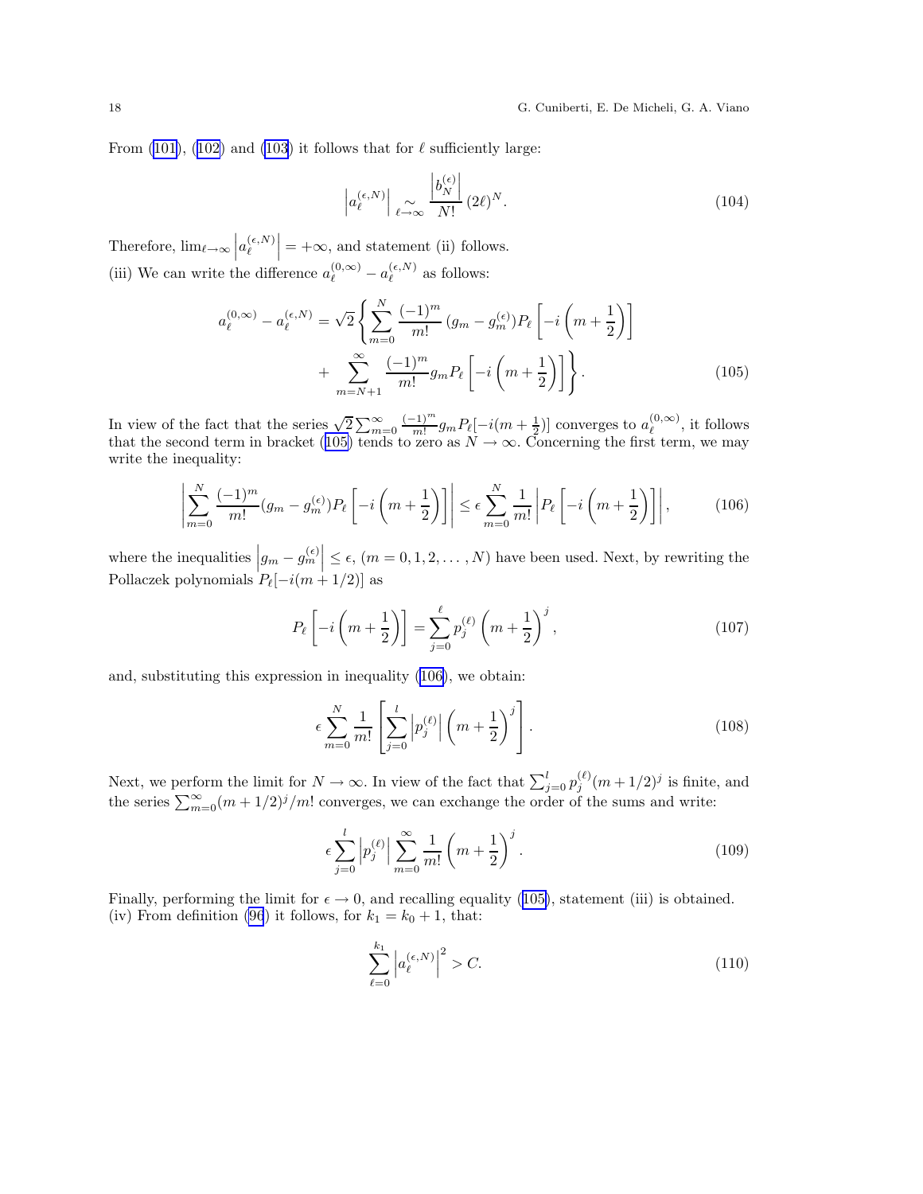From (101), (102) and (103) it follows that for $\ell$ sufficiently large:

$$\left|a_\ell^{(\epsilon,N)}\right| \underset{\ell\to\infty}{\sim} \frac{\left|b_N^{(\epsilon)}\right|}{N!}\,(2\ell)^N. \tag{104}$$

Therefore, $\lim_{\ell\to\infty}\left|a_\ell^{(\epsilon,N)}\right| = +\infty$, and statement (ii) follows.

(iii) We can write the difference $a_\ell^{(0,\infty)} - a_\ell^{(\epsilon,N)}$ as follows:

$$\begin{aligned}
a_\ell^{(0,\infty)} - a_\ell^{(\epsilon,N)} = \sqrt{2}\Bigg\{ &\sum_{m=0}^{N} \frac{(-1)^m}{m!}\,(g_m - g_m^{(\epsilon)})P_\ell\left[-i\left(m+\frac{1}{2}\right)\right] \\
&+ \sum_{m=N+1}^{\infty} \frac{(-1)^m}{m!} g_m P_\ell\left[-i\left(m+\frac{1}{2}\right)\right]\Bigg\}.
\end{aligned} \tag{105}$$

In view of the fact that the series $\sqrt{2}\sum_{m=0}^{\infty}\frac{(-1)^m}{m!}g_m P_\ell[-i(m+\frac{1}{2})]$ converges to $a_\ell^{(0,\infty)}$, it follows that the second term in bracket (105) tends to zero as $N\to\infty$. Concerning the first term, we may write the inequality:

$$\left|\sum_{m=0}^{N}\frac{(-1)^m}{m!}(g_m - g_m^{(\epsilon)})P_\ell\left[-i\left(m+\frac{1}{2}\right)\right]\right| \leq \epsilon\sum_{m=0}^{N}\frac{1}{m!}\left|P_\ell\left[-i\left(m+\frac{1}{2}\right)\right]\right|, \tag{106}$$

where the inequalities $\left|g_m - g_m^{(\epsilon)}\right| \leq \epsilon$, $(m = 0,1,2,\ldots,N)$ have been used. Next, by rewriting the Pollaczek polynomials $P_\ell[-i(m+1/2)]$ as

$$P_\ell\left[-i\left(m+\frac{1}{2}\right)\right] = \sum_{j=0}^{\ell} p_j^{(\ell)}\left(m+\frac{1}{2}\right)^j, \tag{107}$$

and, substituting this expression in inequality (106), we obtain:

$$\epsilon\sum_{m=0}^{N}\frac{1}{m!}\left[\sum_{j=0}^{l}\left|p_j^{(\ell)}\right|\left(m+\frac{1}{2}\right)^j\right]. \tag{108}$$

Next, we perform the limit for $N\to\infty$. In view of the fact that $\sum_{j=0}^{l}p_j^{(\ell)}(m+1/2)^j$ is finite, and the series $\sum_{m=0}^{\infty}(m+1/2)^j/m!$ converges, we can exchange the order of the sums and write:

$$\epsilon\sum_{j=0}^{l}\left|p_j^{(\ell)}\right|\sum_{m=0}^{\infty}\frac{1}{m!}\left(m+\frac{1}{2}\right)^j. \tag{109}$$

Finally, performing the limit for $\epsilon\to 0$, and recalling equality (105), statement (iii) is obtained.

(iv) From definition (96) it follows, for $k_1 = k_0+1$, that:

$$\sum_{\ell=0}^{k_1}\left|a_\ell^{(\epsilon,N)}\right|^2 > C. \tag{110}$$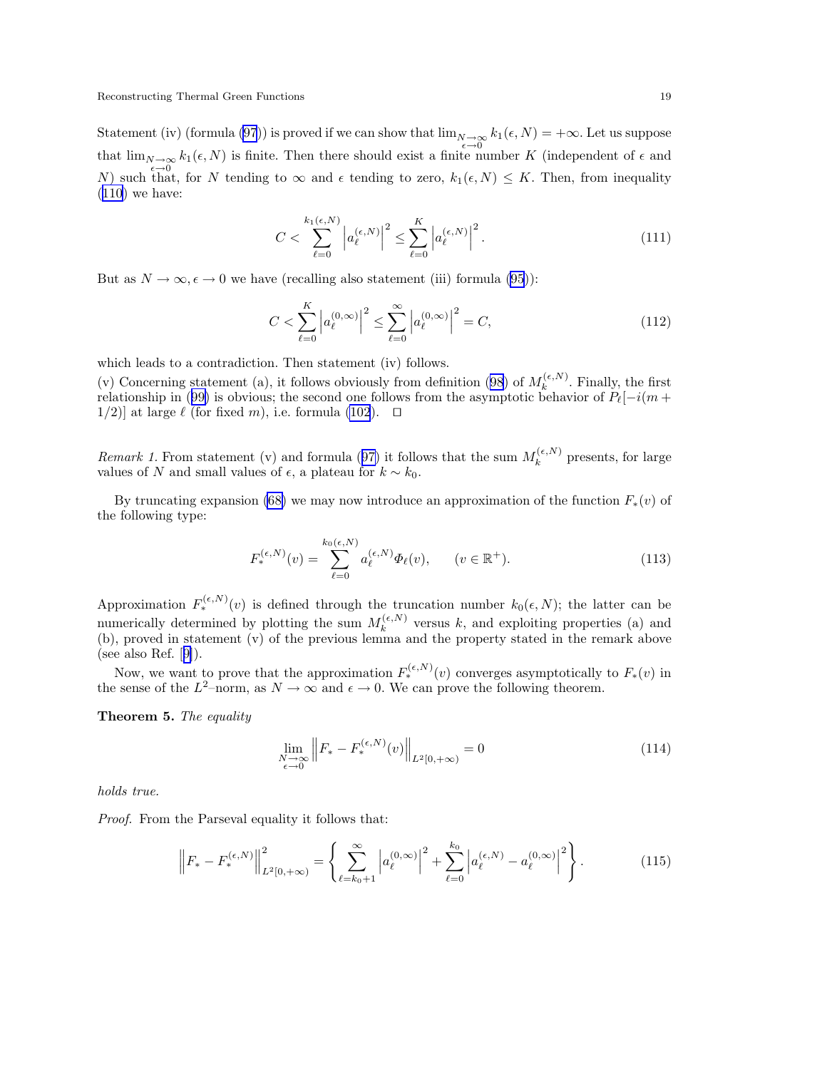Statement (iv) (formula (97)) is proved if we can show that $\lim_{\substack{N\to\infty \\ \epsilon\to 0}} k_1(\epsilon,N) = +\infty$. Let us suppose that $\lim_{\substack{N\to\infty \\ \epsilon\to 0}} k_1(\epsilon,N)$ is finite. Then there should exist a finite number $K$ (independent of $\epsilon$ and $N$) such that, for $N$ tending to $\infty$ and $\epsilon$ tending to zero, $k_1(\epsilon,N) \leq K$. Then, from inequality (110) we have:

$$C < \sum_{\ell=0}^{k_1(\epsilon,N)} \left| a_\ell^{(\epsilon,N)} \right|^2 \leq \sum_{\ell=0}^{K} \left| a_\ell^{(\epsilon,N)} \right|^2. \tag{111}$$

But as $N \to \infty, \epsilon \to 0$ we have (recalling also statement (iii) formula (95)):

$$C < \sum_{\ell=0}^{K} \left| a_\ell^{(0,\infty)} \right|^2 \leq \sum_{\ell=0}^{\infty} \left| a_\ell^{(0,\infty)} \right|^2 = C, \tag{112}$$

which leads to a contradiction. Then statement (iv) follows.
(v) Concerning statement (a), it follows obviously from definition (98) of $M_k^{(\epsilon,N)}$. Finally, the first relationship in (99) is obvious; the second one follows from the asymptotic behavior of $P_\ell[-i(m+1/2)]$ at large $\ell$ (for fixed $m$), i.e. formula (102). $\square$

*Remark 1.* From statement (v) and formula (97) it follows that the sum $M_k^{(\epsilon,N)}$ presents, for large values of $N$ and small values of $\epsilon$, a plateau for $k \sim k_0$.

By truncating expansion (68) we may now introduce an approximation of the function $F_*(v)$ of the following type:

$$F_*^{(\epsilon,N)}(v) = \sum_{\ell=0}^{k_0(\epsilon,N)} a_\ell^{(\epsilon,N)} \Phi_\ell(v), \qquad (v \in \mathbb{R}^+). \tag{113}$$

Approximation $F_*^{(\epsilon,N)}(v)$ is defined through the truncation number $k_0(\epsilon,N)$; the latter can be numerically determined by plotting the sum $M_k^{(\epsilon,N)}$ versus $k$, and exploiting properties (a) and (b), proved in statement (v) of the previous lemma and the property stated in the remark above (see also Ref. [9]).

Now, we want to prove that the approximation $F_*^{(\epsilon,N)}(v)$ converges asymptotically to $F_*(v)$ in the sense of the $L^2$–norm, as $N \to \infty$ and $\epsilon \to 0$. We can prove the following theorem.

**Theorem 5.** *The equality*

$$\lim_{\substack{N\to\infty \\ \epsilon\to 0}} \left\| F_* - F_*^{(\epsilon,N)}(v) \right\|_{L^2[0,+\infty)} = 0 \tag{114}$$

*holds true.*

*Proof.* From the Parseval equality it follows that:

$$\left\| F_* - F_*^{(\epsilon,N)} \right\|_{L^2[0,+\infty)}^2 = \left\{ \sum_{\ell=k_0+1}^{\infty} \left| a_\ell^{(0,\infty)} \right|^2 + \sum_{\ell=0}^{k_0} \left| a_\ell^{(\epsilon,N)} - a_\ell^{(0,\infty)} \right|^2 \right\}. \tag{115}$$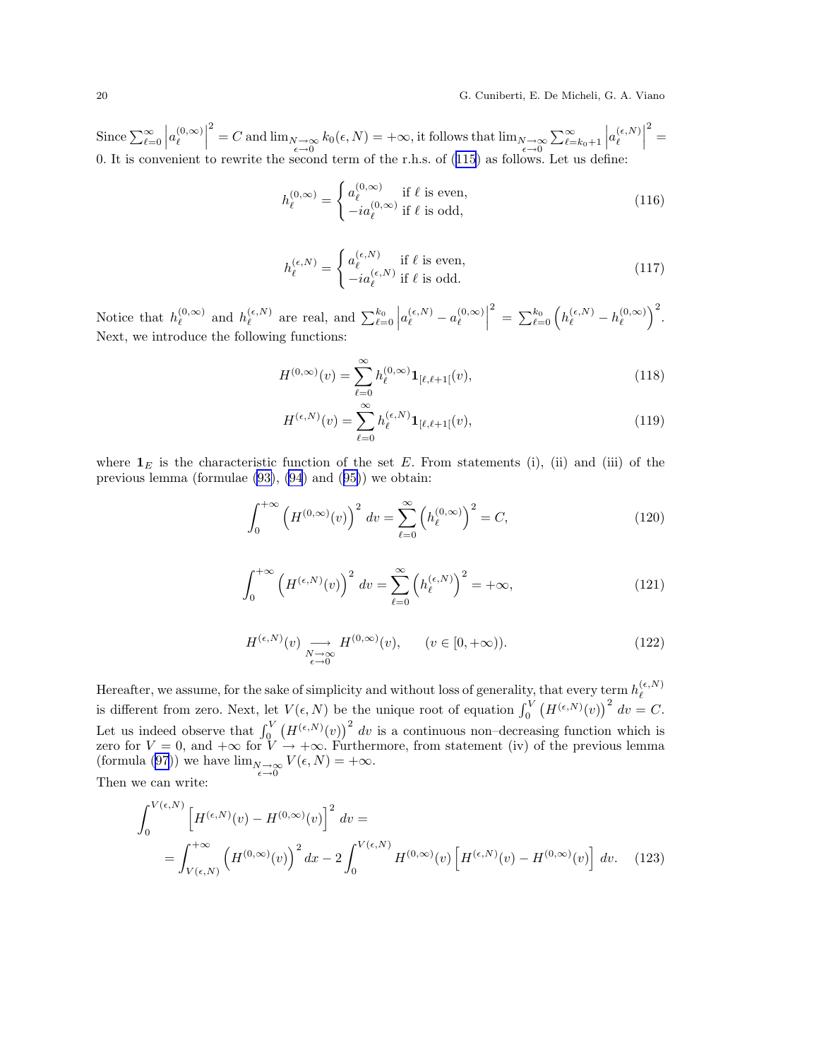Since $\sum_{\ell=0}^{\infty} \left| a_\ell^{(0,\infty)} \right|^2 = C$ and $\lim_{\substack{N\to\infty \\ \epsilon\to 0}} k_0(\epsilon, N) = +\infty$, it follows that $\lim_{\substack{N\to\infty \\ \epsilon\to 0}} \sum_{\ell=k_0+1}^{\infty} \left| a_\ell^{(\epsilon,N)} \right|^2 = 0$. It is convenient to rewrite the second term of the r.h.s. of (115) as follows. Let us define:

$$h_\ell^{(0,\infty)} = \begin{cases} a_\ell^{(0,\infty)} & \text{if } \ell \text{ is even,} \\ -i a_\ell^{(0,\infty)} & \text{if } \ell \text{ is odd,} \end{cases} \tag{116}$$

$$h_\ell^{(\epsilon,N)} = \begin{cases} a_\ell^{(\epsilon,N)} & \text{if } \ell \text{ is even,} \\ -i a_\ell^{(\epsilon,N)} & \text{if } \ell \text{ is odd.} \end{cases} \tag{117}$$

Notice that $h_\ell^{(0,\infty)}$ and $h_\ell^{(\epsilon,N)}$ are real, and $\sum_{\ell=0}^{k_0} \left| a_\ell^{(\epsilon,N)} - a_\ell^{(0,\infty)} \right|^2 = \sum_{\ell=0}^{k_0} \left( h_\ell^{(\epsilon,N)} - h_\ell^{(0,\infty)} \right)^2$. Next, we introduce the following functions:

$$H^{(0,\infty)}(v) = \sum_{\ell=0}^{\infty} h_\ell^{(0,\infty)} \mathbf{1}_{[\ell,\ell+1[}(v), \tag{118}$$

$$H^{(\epsilon,N)}(v) = \sum_{\ell=0}^{\infty} h_\ell^{(\epsilon,N)} \mathbf{1}_{[\ell,\ell+1[}(v), \tag{119}$$

where $\mathbf{1}_E$ is the characteristic function of the set $E$. From statements (i), (ii) and (iii) of the previous lemma (formulae (93), (94) and (95)) we obtain:

$$\int_0^{+\infty} \left( H^{(0,\infty)}(v) \right)^2 \, dv = \sum_{\ell=0}^{\infty} \left( h_\ell^{(0,\infty)} \right)^2 = C, \tag{120}$$

$$\int_0^{+\infty} \left( H^{(\epsilon,N)}(v) \right)^2 \, dv = \sum_{\ell=0}^{\infty} \left( h_\ell^{(\epsilon,N)} \right)^2 = +\infty, \tag{121}$$

$$H^{(\epsilon,N)}(v) \underset{\substack{N\to\infty \\ \epsilon\to 0}}{\longrightarrow} H^{(0,\infty)}(v), \qquad (v \in [0, +\infty)). \tag{122}$$

Hereafter, we assume, for the sake of simplicity and without loss of generality, that every term $h_\ell^{(\epsilon,N)}$ is different from zero. Next, let $V(\epsilon, N)$ be the unique root of equation $\int_0^V \left( H^{(\epsilon,N)}(v) \right)^2 \, dv = C$. Let us indeed observe that $\int_0^V \left( H^{(\epsilon,N)}(v) \right)^2 \, dv$ is a continuous non–decreasing function which is zero for $V = 0$, and $+\infty$ for $V \to +\infty$. Furthermore, from statement (iv) of the previous lemma (formula (97)) we have $\lim_{\substack{N\to\infty \\ \epsilon\to 0}} V(\epsilon, N) = +\infty$.

Then we can write:

$$\begin{aligned} &\int_0^{V(\epsilon,N)} \left[ H^{(\epsilon,N)}(v) - H^{(0,\infty)}(v) \right]^2 \, dv = \\ &\quad = \int_{V(\epsilon,N)}^{+\infty} \left( H^{(0,\infty)}(v) \right)^2 \, dx - 2 \int_0^{V(\epsilon,N)} H^{(0,\infty)}(v) \left[ H^{(\epsilon,N)}(v) - H^{(0,\infty)}(v) \right] \, dv. \end{aligned} \tag{123}$$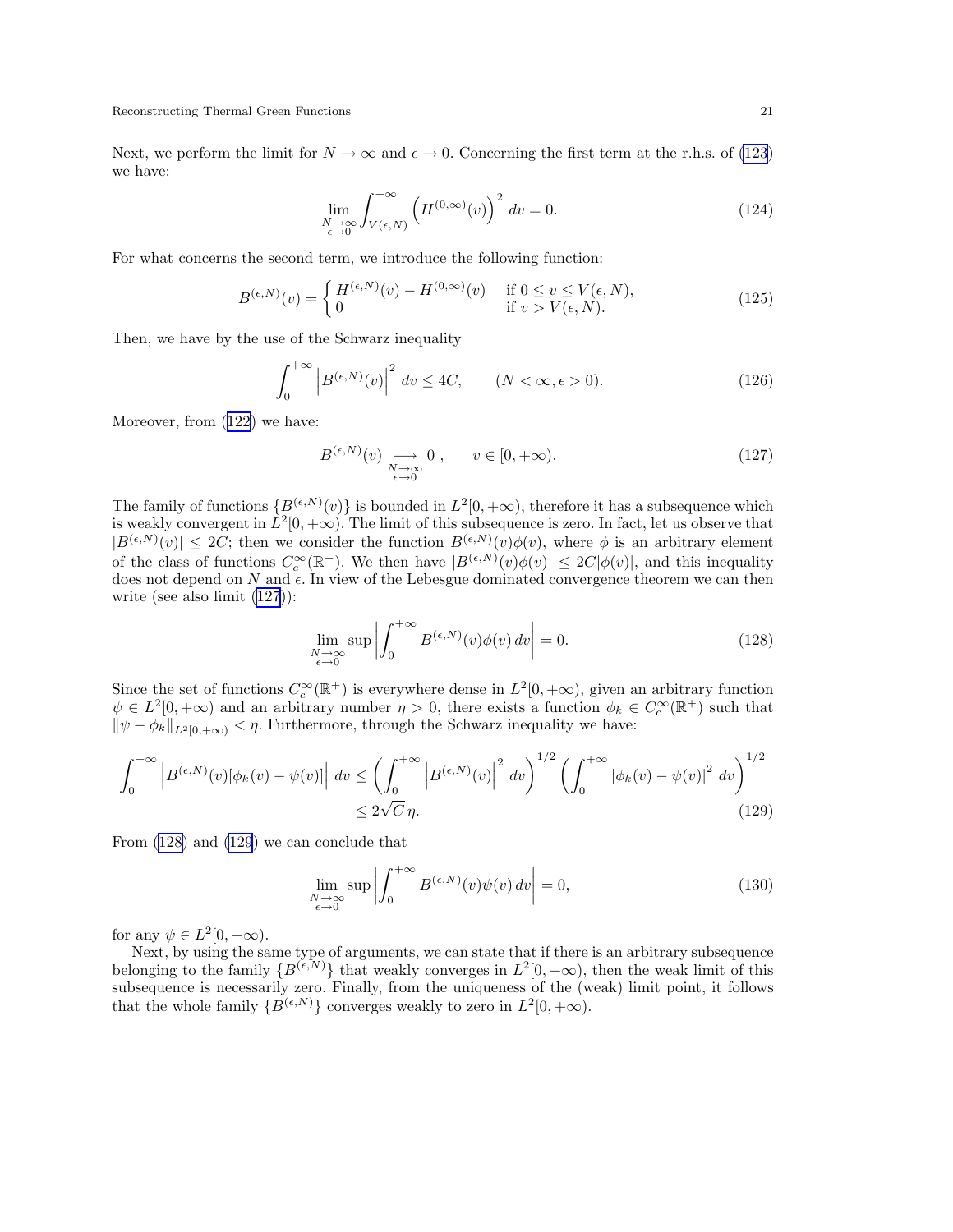Next, we perform the limit for $N \to \infty$ and $\epsilon \to 0$. Concerning the first term at the r.h.s. of (123) we have:

$$\lim_{\substack{N\to\infty \\ \epsilon\to 0}} \int_{V(\epsilon,N)}^{+\infty} \left(H^{(0,\infty)}(v)\right)^2 \, dv = 0. \tag{124}$$

For what concerns the second term, we introduce the following function:

$$B^{(\epsilon,N)}(v) = \begin{cases} H^{(\epsilon,N)}(v) - H^{(0,\infty)}(v) & \text{if } 0 \le v \le V(\epsilon,N), \\ 0 & \text{if } v > V(\epsilon,N). \end{cases} \tag{125}$$

Then, we have by the use of the Schwarz inequality

$$\int_0^{+\infty} \left| B^{(\epsilon,N)}(v) \right|^2 \, dv \le 4C, \qquad (N < \infty, \epsilon > 0). \tag{126}$$

Moreover, from (122) we have:

$$B^{(\epsilon,N)}(v) \underset{\substack{N\to\infty \\ \epsilon\to 0}}{\longrightarrow} 0 \,, \qquad v \in [0,+\infty). \tag{127}$$

The family of functions $\{B^{(\epsilon,N)}(v)\}$ is bounded in $L^2[0,+\infty)$, therefore it has a subsequence which is weakly convergent in $L^2[0,+\infty)$. The limit of this subsequence is zero. In fact, let us observe that $|B^{(\epsilon,N)}(v)| \le 2C$; then we consider the function $B^{(\epsilon,N)}(v)\phi(v)$, where $\phi$ is an arbitrary element of the class of functions $C_c^\infty(\mathbb{R}^+)$. We then have $|B^{(\epsilon,N)}(v)\phi(v)| \le 2C|\phi(v)|$, and this inequality does not depend on $N$ and $\epsilon$. In view of the Lebesgue dominated convergence theorem we can then write (see also limit (127)):

$$\lim_{\substack{N\to\infty \\ \epsilon\to 0}} \sup \left| \int_0^{+\infty} B^{(\epsilon,N)}(v)\phi(v) \, dv \right| = 0. \tag{128}$$

Since the set of functions $C_c^\infty(\mathbb{R}^+)$ is everywhere dense in $L^2[0,+\infty)$, given an arbitrary function $\psi \in L^2[0,+\infty)$ and an arbitrary number $\eta > 0$, there exists a function $\phi_k \in C_c^\infty(\mathbb{R}^+)$ such that $\|\psi - \phi_k\|_{L^2[0,+\infty)} < \eta$. Furthermore, through the Schwarz inequality we have:

$$\begin{aligned} \int_0^{+\infty} \left| B^{(\epsilon,N)}(v)[\phi_k(v) - \psi(v)] \right| \, dv &\le \left( \int_0^{+\infty} \left| B^{(\epsilon,N)}(v) \right|^2 \, dv \right)^{1/2} \left( \int_0^{+\infty} |\phi_k(v) - \psi(v)|^2 \, dv \right)^{1/2} \\ &\le 2\sqrt{C}\,\eta. \end{aligned} \tag{129}$$

From (128) and (129) we can conclude that

$$\lim_{\substack{N\to\infty \\ \epsilon\to 0}} \sup \left| \int_0^{+\infty} B^{(\epsilon,N)}(v)\psi(v) \, dv \right| = 0, \tag{130}$$

for any $\psi \in L^2[0,+\infty)$.

Next, by using the same type of arguments, we can state that if there is an arbitrary subsequence belonging to the family $\{B^{(\epsilon,N)}\}$ that weakly converges in $L^2[0,+\infty)$, then the weak limit of this subsequence is necessarily zero. Finally, from the uniqueness of the (weak) limit point, it follows that the whole family $\{B^{(\epsilon,N)}\}$ converges weakly to zero in $L^2[0,+\infty)$.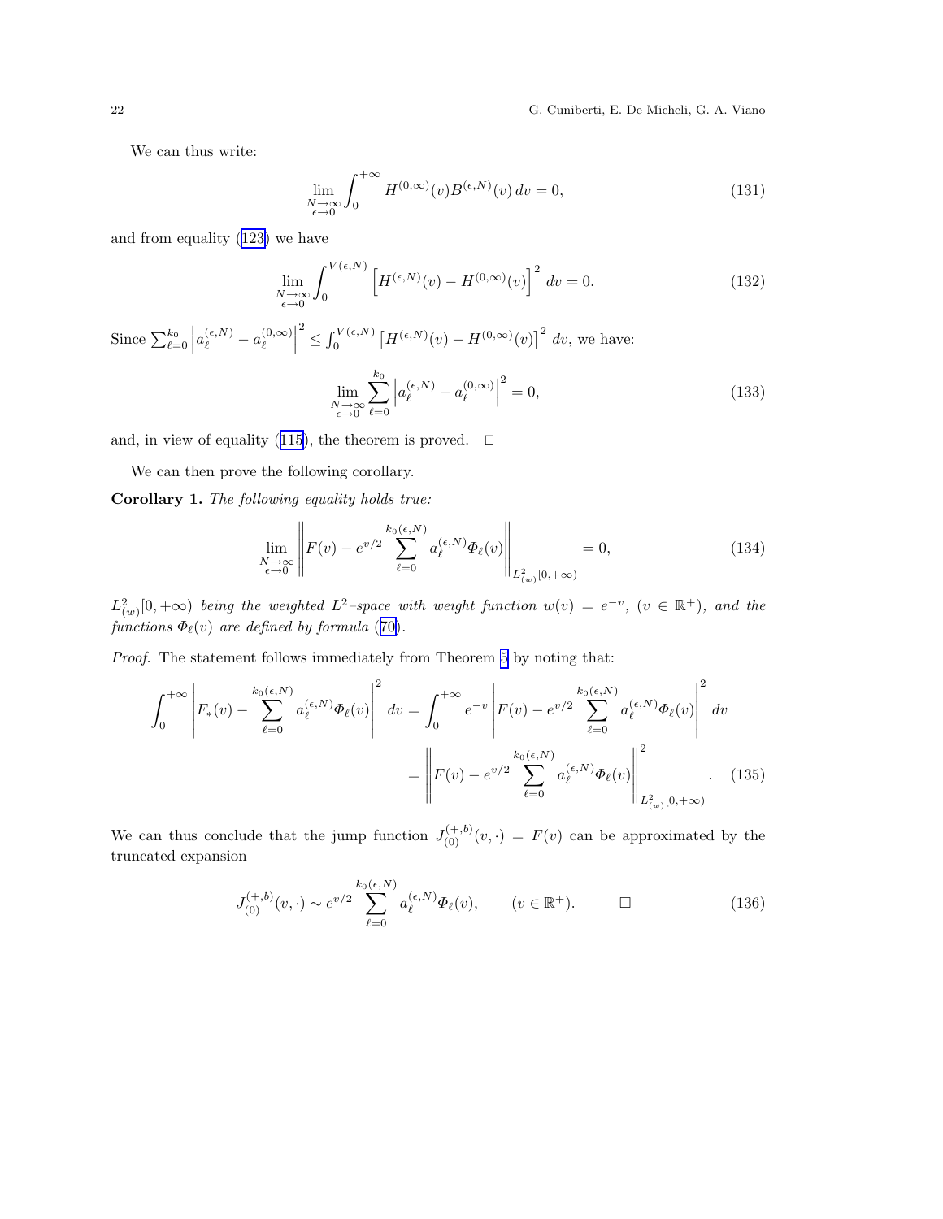We can thus write:

$$\lim_{\substack{N\to\infty \\ \epsilon\to 0}} \int_0^{+\infty} H^{(0,\infty)}(v) B^{(\epsilon,N)}(v)\, dv = 0, \tag{131}$$

and from equality (123) we have

$$\lim_{\substack{N\to\infty \\ \epsilon\to 0}} \int_0^{V(\epsilon,N)} \left[H^{(\epsilon,N)}(v) - H^{(0,\infty)}(v)\right]^2 \, dv = 0. \tag{132}$$

Since $\sum_{\ell=0}^{k_0} \left| a_\ell^{(\epsilon,N)} - a_\ell^{(0,\infty)} \right|^2 \leq \int_0^{V(\epsilon,N)} \left[H^{(\epsilon,N)}(v) - H^{(0,\infty)}(v)\right]^2 \, dv$, we have:

$$\lim_{\substack{N\to\infty \\ \epsilon\to 0}} \sum_{\ell=0}^{k_0} \left| a_\ell^{(\epsilon,N)} - a_\ell^{(0,\infty)} \right|^2 = 0, \tag{133}$$

and, in view of equality (115), the theorem is proved. $\square$

We can then prove the following corollary.

**Corollary 1.** *The following equality holds true:*

$$\lim_{\substack{N\to\infty \\ \epsilon\to 0}} \left\| F(v) - e^{v/2} \sum_{\ell=0}^{k_0(\epsilon,N)} a_\ell^{(\epsilon,N)} \Phi_\ell(v) \right\|_{L^2_{(w)}[0,+\infty)} = 0, \tag{134}$$

*$L^2_{(w)}[0,+\infty)$ being the weighted $L^2$–space with weight function $w(v) = e^{-v}$, $(v \in \mathbb{R}^+)$, and the functions $\Phi_\ell(v)$ are defined by formula (70).*

*Proof.* The statement follows immediately from Theorem 5 by noting that:

$$\begin{aligned}
\int_0^{+\infty} \left| F_*(v) - \sum_{\ell=0}^{k_0(\epsilon,N)} a_\ell^{(\epsilon,N)} \Phi_\ell(v) \right|^2 \, dv &= \int_0^{+\infty} e^{-v} \left| F(v) - e^{v/2} \sum_{\ell=0}^{k_0(\epsilon,N)} a_\ell^{(\epsilon,N)} \Phi_\ell(v) \right|^2 \, dv \\
&= \left\| F(v) - e^{v/2} \sum_{\ell=0}^{k_0(\epsilon,N)} a_\ell^{(\epsilon,N)} \Phi_\ell(v) \right\|^2_{L^2_{(w)}[0,+\infty)} .
\end{aligned} \tag{135}$$

We can thus conclude that the jump function $J_{(0)}^{(+,b)}(v,\cdot) = F(v)$ can be approximated by the truncated expansion

$$J_{(0)}^{(+,b)}(v,\cdot) \sim e^{v/2} \sum_{\ell=0}^{k_0(\epsilon,N)} a_\ell^{(\epsilon,N)} \Phi_\ell(v), \qquad (v \in \mathbb{R}^+). \qquad \square \tag{136}$$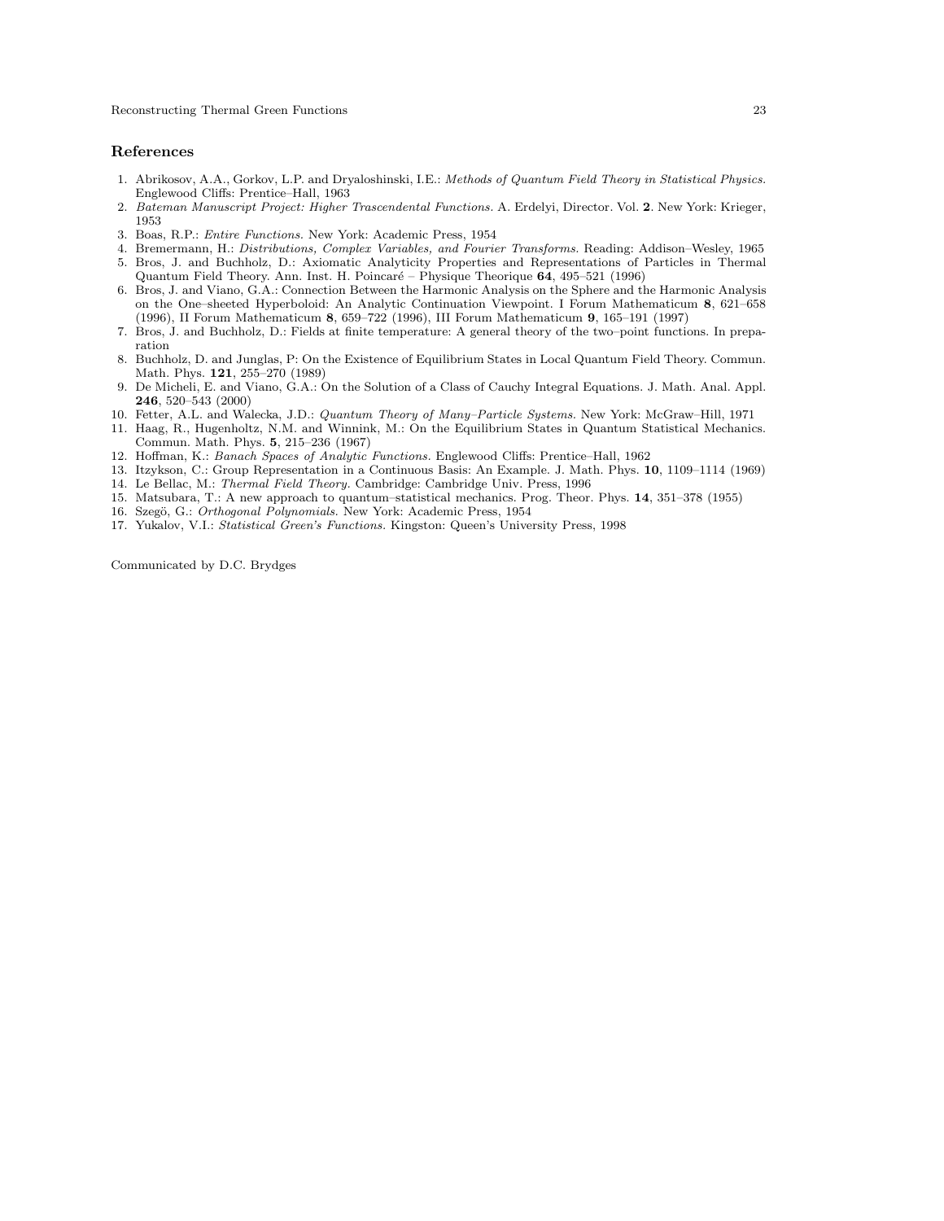## References

1. Abrikosov, A.A., Gorkov, L.P. and Dryaloshinski, I.E.: *Methods of Quantum Field Theory in Statistical Physics.* Englewood Cliffs: Prentice–Hall, 1963
2. *Bateman Manuscript Project: Higher Trascendental Functions.* A. Erdelyi, Director. Vol. **2**. New York: Krieger, 1953
3. Boas, R.P.: *Entire Functions.* New York: Academic Press, 1954
4. Bremermann, H.: *Distributions, Complex Variables, and Fourier Transforms.* Reading: Addison–Wesley, 1965
5. Bros, J. and Buchholz, D.: Axiomatic Analyticity Properties and Representations of Particles in Thermal Quantum Field Theory. Ann. Inst. H. Poincaré – Physique Theorique **64**, 495–521 (1996)
6. Bros, J. and Viano, G.A.: Connection Between the Harmonic Analysis on the Sphere and the Harmonic Analysis on the One–sheeted Hyperboloid: An Analytic Continuation Viewpoint. I Forum Mathematicum **8**, 621–658 (1996), II Forum Mathematicum **8**, 659–722 (1996), III Forum Mathematicum **9**, 165–191 (1997)
7. Bros, J. and Buchholz, D.: Fields at finite temperature: A general theory of the two–point functions. In preparation
8. Buchholz, D. and Junglas, P: On the Existence of Equilibrium States in Local Quantum Field Theory. Commun. Math. Phys. **121**, 255–270 (1989)
9. De Micheli, E. and Viano, G.A.: On the Solution of a Class of Cauchy Integral Equations. J. Math. Anal. Appl. **246**, 520–543 (2000)
10. Fetter, A.L. and Walecka, J.D.: *Quantum Theory of Many–Particle Systems.* New York: McGraw–Hill, 1971
11. Haag, R., Hugenholtz, N.M. and Winnink, M.: On the Equilibrium States in Quantum Statistical Mechanics. Commun. Math. Phys. **5**, 215–236 (1967)
12. Hoffman, K.: *Banach Spaces of Analytic Functions.* Englewood Cliffs: Prentice–Hall, 1962
13. Itzykson, C.: Group Representation in a Continuous Basis: An Example. J. Math. Phys. **10**, 1109–1114 (1969)
14. Le Bellac, M.: *Thermal Field Theory.* Cambridge: Cambridge Univ. Press, 1996
15. Matsubara, T.: A new approach to quantum–statistical mechanics. Prog. Theor. Phys. **14**, 351–378 (1955)
16. Szegö, G.: *Orthogonal Polynomials.* New York: Academic Press, 1954
17. Yukalov, V.I.: *Statistical Green's Functions.* Kingston: Queen's University Press, 1998

Communicated by D.C. Brydges